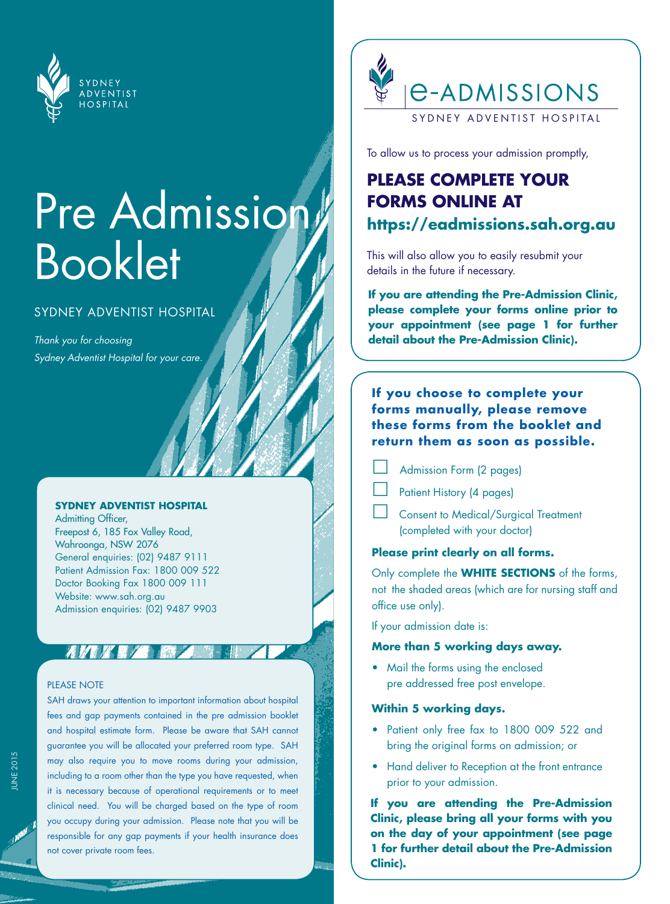SYDNEY ADVENTIST HOSPITAL

# Pre Admission Booklet

SYDNEY ADVENTIST HOSPITAL

*Thank you for choosing Sydney Adventist Hospital for your care.*

**SYDNEY ADVENTIST HOSPITAL**
Admitting Officer,
Freepost 6, 185 Fox Valley Road,
Wahroonga, NSW 2076
General enquiries: (02) 9487 9111
Patient Admission Fax: 1800 009 522
Doctor Booking Fax 1800 009 111
Website: www.sah.org.au
Admission enquiries: (02) 9487 9903

PLEASE NOTE

SAH draws your attention to important information about hospital fees and gap payments contained in the pre admission booklet and hospital estimate form. Please be aware that SAH cannot guarantee you will be allocated your preferred room type. SAH may also require you to move rooms during your admission, including to a room other than the type you have requested, when it is necessary because of operational requirements or to meet clinical need. You will be charged based on the type of room you occupy during your admission. Please note that you will be responsible for any gap payments if your health insurance does not cover private room fees.

JUNE 2015

## e-ADMISSIONS

SYDNEY ADVENTIST HOSPITAL

To allow us to process your admission promptly,

## PLEASE COMPLETE YOUR FORMS ONLINE AT https://eadmissions.sah.org.au

This will also allow you to easily resubmit your details in the future if necessary.

**If you are attending the Pre-Admission Clinic, please complete your forms online prior to your appointment (see page 1 for further detail about the Pre-Admission Clinic).**

**If you choose to complete your forms manually, please remove these forms from the booklet and return them as soon as possible.**

- ☐ Admission Form (2 pages)
- ☐ Patient History (4 pages)
- ☐ Consent to Medical/Surgical Treatment (completed with your doctor)

**Please print clearly on all forms.**

Only complete the **WHITE SECTIONS** of the forms, not the shaded areas (which are for nursing staff and office use only).

If your admission date is:

**More than 5 working days away.**

- Mail the forms using the enclosed pre addressed free post envelope.

**Within 5 working days.**

- Patient only free fax to 1800 009 522 and bring the original forms on admission; or
- Hand deliver to Reception at the front entrance prior to your admission.

**If you are attending the Pre-Admission Clinic, please bring all your forms with you on the day of your appointment (see page 1 for further detail about the Pre-Admission Clinic).**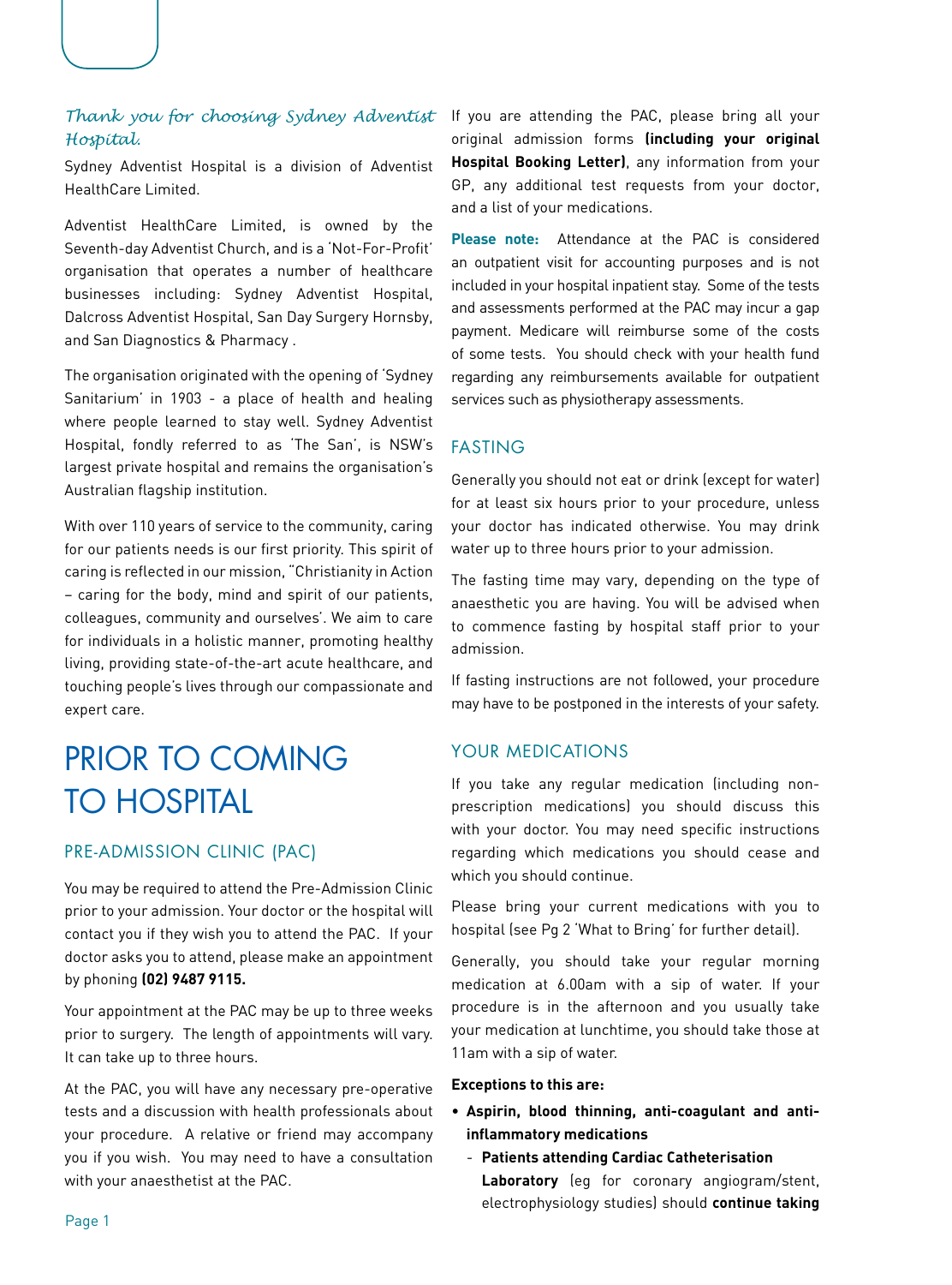*Thank you for choosing Sydney Adventist Hospital.*

Sydney Adventist Hospital is a division of Adventist HealthCare Limited.

Adventist HealthCare Limited, is owned by the Seventh-day Adventist Church, and is a 'Not-For-Profit' organisation that operates a number of healthcare businesses including: Sydney Adventist Hospital, Dalcross Adventist Hospital, San Day Surgery Hornsby, and San Diagnostics & Pharmacy .

The organisation originated with the opening of 'Sydney Sanitarium' in 1903 - a place of health and healing where people learned to stay well. Sydney Adventist Hospital, fondly referred to as 'The San', is NSW's largest private hospital and remains the organisation's Australian flagship institution.

With over 110 years of service to the community, caring for our patients needs is our first priority. This spirit of caring is reflected in our mission, "Christianity in Action – caring for the body, mind and spirit of our patients, colleagues, community and ourselves'. We aim to care for individuals in a holistic manner, promoting healthy living, providing state-of-the-art acute healthcare, and touching people's lives through our compassionate and expert care.

# PRIOR TO COMING TO HOSPITAL

## PRE-ADMISSION CLINIC (PAC)

You may be required to attend the Pre-Admission Clinic prior to your admission. Your doctor or the hospital will contact you if they wish you to attend the PAC. If your doctor asks you to attend, please make an appointment by phoning **(02) 9487 9115.**

Your appointment at the PAC may be up to three weeks prior to surgery. The length of appointments will vary. It can take up to three hours.

At the PAC, you will have any necessary pre-operative tests and a discussion with health professionals about your procedure. A relative or friend may accompany you if you wish. You may need to have a consultation with your anaesthetist at the PAC.

If you are attending the PAC, please bring all your original admission forms **(including your original Hospital Booking Letter)**, any information from your GP, any additional test requests from your doctor, and a list of your medications.

**Please note:** Attendance at the PAC is considered an outpatient visit for accounting purposes and is not included in your hospital inpatient stay. Some of the tests and assessments performed at the PAC may incur a gap payment. Medicare will reimburse some of the costs of some tests. You should check with your health fund regarding any reimbursements available for outpatient services such as physiotherapy assessments.

## FASTING

Generally you should not eat or drink (except for water) for at least six hours prior to your procedure, unless your doctor has indicated otherwise. You may drink water up to three hours prior to your admission.

The fasting time may vary, depending on the type of anaesthetic you are having. You will be advised when to commence fasting by hospital staff prior to your admission.

If fasting instructions are not followed, your procedure may have to be postponed in the interests of your safety.

## YOUR MEDICATIONS

If you take any regular medication (including non-prescription medications) you should discuss this with your doctor. You may need specific instructions regarding which medications you should cease and which you should continue.

Please bring your current medications with you to hospital (see Pg 2 'What to Bring' for further detail).

Generally, you should take your regular morning medication at 6.00am with a sip of water. If your procedure is in the afternoon and you usually take your medication at lunchtime, you should take those at 11am with a sip of water.

**Exceptions to this are:**

- **Aspirin, blood thinning, anti-coagulant and anti-inflammatory medications**
  - **Patients attending Cardiac Catheterisation Laboratory** (eg for coronary angiogram/stent, electrophysiology studies) should **continue taking**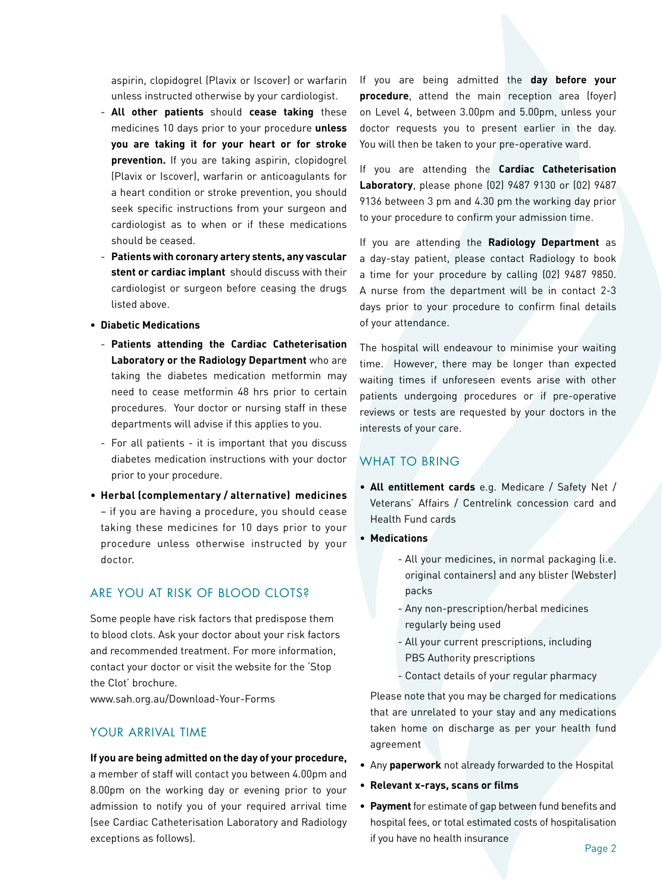aspirin, clopidogrel (Plavix or Iscover) or warfarin unless instructed otherwise by your cardiologist.

  - **All other patients** should **cease taking** these medicines 10 days prior to your procedure **unless you are taking it for your heart or for stroke prevention.** If you are taking aspirin, clopidogrel (Plavix or Iscover), warfarin or anticoagulants for a heart condition or stroke prevention, you should seek specific instructions from your surgeon and cardiologist as to when or if these medications should be ceased.
  - **Patients with coronary artery stents, any vascular stent or cardiac implant** should discuss with their cardiologist or surgeon before ceasing the drugs listed above.

- **Diabetic Medications**
  - **Patients attending the Cardiac Catheterisation Laboratory or the Radiology Department** who are taking the diabetes medication metformin may need to cease metformin 48 hrs prior to certain procedures. Your doctor or nursing staff in these departments will advise if this applies to you.
  - For all patients - it is important that you discuss diabetes medication instructions with your doctor prior to your procedure.

- **Herbal (complementary / alternative) medicines** – if you are having a procedure, you should cease taking these medicines for 10 days prior to your procedure unless otherwise instructed by your doctor.

## ARE YOU AT RISK OF BLOOD CLOTS?

Some people have risk factors that predispose them to blood clots. Ask your doctor about your risk factors and recommended treatment. For more information, contact your doctor or visit the website for the 'Stop the Clot' brochure.
www.sah.org.au/Download-Your-Forms

## YOUR ARRIVAL TIME

**If you are being admitted on the day of your procedure,** a member of staff will contact you between 4.00pm and 8.00pm on the working day or evening prior to your admission to notify you of your required arrival time (see Cardiac Catheterisation Laboratory and Radiology exceptions as follows).

If you are being admitted the **day before your procedure**, attend the main reception area (foyer) on Level 4, between 3.00pm and 5.00pm, unless your doctor requests you to present earlier in the day. You will then be taken to your pre-operative ward.

If you are attending the **Cardiac Catheterisation Laboratory**, please phone (02) 9487 9130 or (02) 9487 9136 between 3 pm and 4.30 pm the working day prior to your procedure to confirm your admission time.

If you are attending the **Radiology Department** as a day-stay patient, please contact Radiology to book a time for your procedure by calling (02) 9487 9850. A nurse from the department will be in contact 2-3 days prior to your procedure to confirm final details of your attendance.

The hospital will endeavour to minimise your waiting time. However, there may be longer than expected waiting times if unforeseen events arise with other patients undergoing procedures or if pre-operative reviews or tests are requested by your doctors in the interests of your care.

## WHAT TO BRING

- **All entitlement cards** e.g. Medicare / Safety Net / Veterans' Affairs / Centrelink concession card and Health Fund cards
- **Medications**
  - All your medicines, in normal packaging (i.e. original containers) and any blister (Webster) packs
  - Any non-prescription/herbal medicines regularly being used
  - All your current prescriptions, including PBS Authority prescriptions
  - Contact details of your regular pharmacy

  Please note that you may be charged for medications that are unrelated to your stay and any medications taken home on discharge as per your health fund agreement
- Any **paperwork** not already forwarded to the Hospital
- **Relevant x-rays, scans or films**
- **Payment** for estimate of gap between fund benefits and hospital fees, or total estimated costs of hospitalisation if you have no health insurance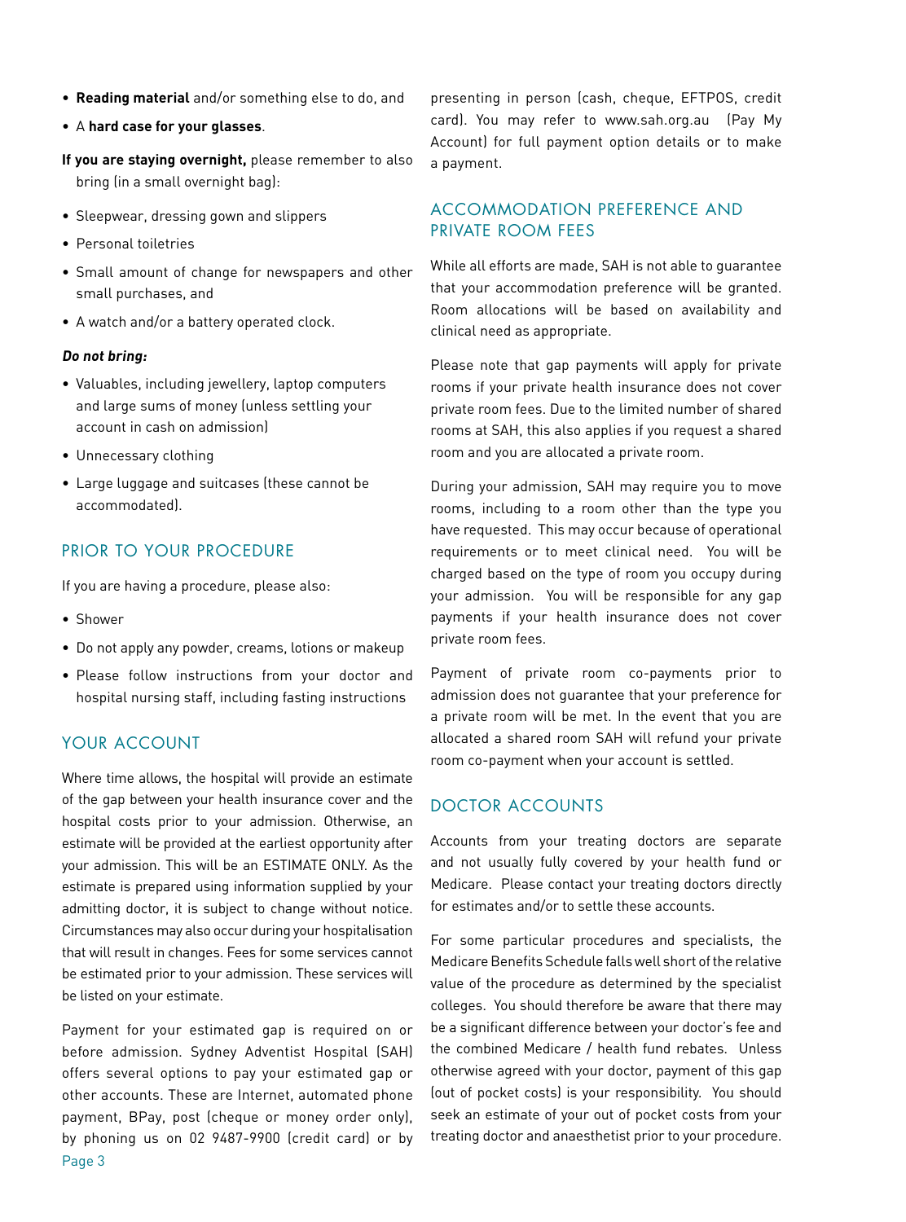- **Reading material** and/or something else to do, and
- A **hard case for your glasses**.

**If you are staying overnight,** please remember to also bring (in a small overnight bag):

- Sleepwear, dressing gown and slippers
- Personal toiletries
- Small amount of change for newspapers and other small purchases, and
- A watch and/or a battery operated clock.

***Do not bring:***

- Valuables, including jewellery, laptop computers and large sums of money (unless settling your account in cash on admission)
- Unnecessary clothing
- Large luggage and suitcases (these cannot be accommodated).

## PRIOR TO YOUR PROCEDURE

If you are having a procedure, please also:

- Shower
- Do not apply any powder, creams, lotions or makeup
- Please follow instructions from your doctor and hospital nursing staff, including fasting instructions

## YOUR ACCOUNT

Where time allows, the hospital will provide an estimate of the gap between your health insurance cover and the hospital costs prior to your admission. Otherwise, an estimate will be provided at the earliest opportunity after your admission. This will be an ESTIMATE ONLY. As the estimate is prepared using information supplied by your admitting doctor, it is subject to change without notice. Circumstances may also occur during your hospitalisation that will result in changes. Fees for some services cannot be estimated prior to your admission. These services will be listed on your estimate.

Payment for your estimated gap is required on or before admission. Sydney Adventist Hospital (SAH) offers several options to pay your estimated gap or other accounts. These are Internet, automated phone payment, BPay, post (cheque or money order only), by phoning us on 02 9487-9900 (credit card) or by presenting in person (cash, cheque, EFTPOS, credit card). You may refer to www.sah.org.au (Pay My Account) for full payment option details or to make a payment.

## ACCOMMODATION PREFERENCE AND PRIVATE ROOM FEES

While all efforts are made, SAH is not able to guarantee that your accommodation preference will be granted. Room allocations will be based on availability and clinical need as appropriate.

Please note that gap payments will apply for private rooms if your private health insurance does not cover private room fees. Due to the limited number of shared rooms at SAH, this also applies if you request a shared room and you are allocated a private room.

During your admission, SAH may require you to move rooms, including to a room other than the type you have requested. This may occur because of operational requirements or to meet clinical need. You will be charged based on the type of room you occupy during your admission. You will be responsible for any gap payments if your health insurance does not cover private room fees.

Payment of private room co-payments prior to admission does not guarantee that your preference for a private room will be met. In the event that you are allocated a shared room SAH will refund your private room co-payment when your account is settled.

## DOCTOR ACCOUNTS

Accounts from your treating doctors are separate and not usually fully covered by your health fund or Medicare. Please contact your treating doctors directly for estimates and/or to settle these accounts.

For some particular procedures and specialists, the Medicare Benefits Schedule falls well short of the relative value of the procedure as determined by the specialist colleges. You should therefore be aware that there may be a significant difference between your doctor's fee and the combined Medicare / health fund rebates. Unless otherwise agreed with your doctor, payment of this gap (out of pocket costs) is your responsibility. You should seek an estimate of your out of pocket costs from your treating doctor and anaesthetist prior to your procedure.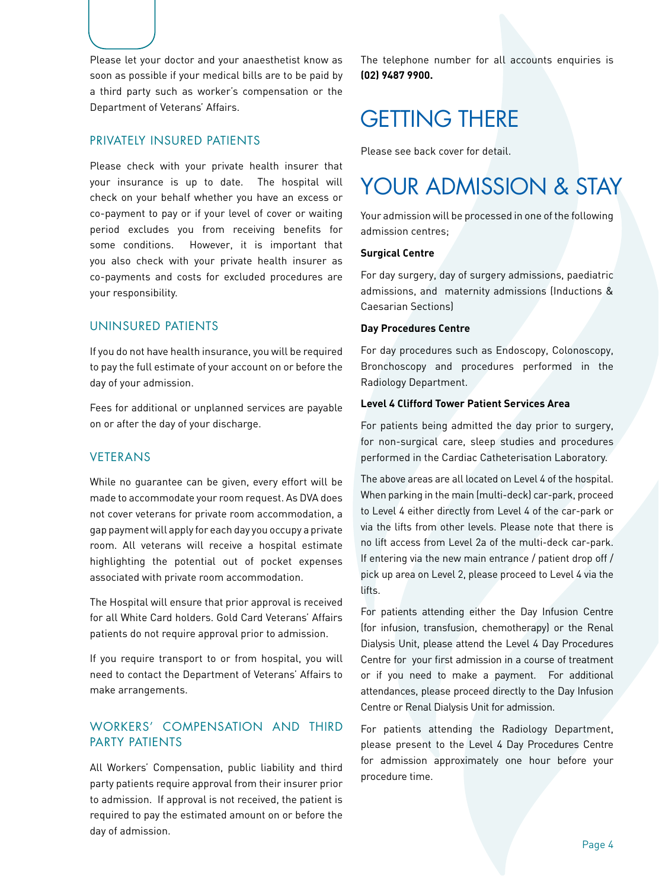Please let your doctor and your anaesthetist know as soon as possible if your medical bills are to be paid by a third party such as worker's compensation or the Department of Veterans' Affairs.

### PRIVATELY INSURED PATIENTS

Please check with your private health insurer that your insurance is up to date. The hospital will check on your behalf whether you have an excess or co-payment to pay or if your level of cover or waiting period excludes you from receiving benefits for some conditions. However, it is important that you also check with your private health insurer as co-payments and costs for excluded procedures are your responsibility.

### UNINSURED PATIENTS

If you do not have health insurance, you will be required to pay the full estimate of your account on or before the day of your admission.

Fees for additional or unplanned services are payable on or after the day of your discharge.

### VETERANS

While no guarantee can be given, every effort will be made to accommodate your room request. As DVA does not cover veterans for private room accommodation, a gap payment will apply for each day you occupy a private room. All veterans will receive a hospital estimate highlighting the potential out of pocket expenses associated with private room accommodation.

The Hospital will ensure that prior approval is received for all White Card holders. Gold Card Veterans' Affairs patients do not require approval prior to admission.

If you require transport to or from hospital, you will need to contact the Department of Veterans' Affairs to make arrangements.

### WORKERS' COMPENSATION AND THIRD PARTY PATIENTS

All Workers' Compensation, public liability and third party patients require approval from their insurer prior to admission. If approval is not received, the patient is required to pay the estimated amount on or before the day of admission.

The telephone number for all accounts enquiries is **(02) 9487 9900.**

## GETTING THERE

Please see back cover for detail.

## YOUR ADMISSION & STAY

Your admission will be processed in one of the following admission centres;

**Surgical Centre**

For day surgery, day of surgery admissions, paediatric admissions, and maternity admissions (Inductions & Caesarian Sections)

**Day Procedures Centre**

For day procedures such as Endoscopy, Colonoscopy, Bronchoscopy and procedures performed in the Radiology Department.

**Level 4 Clifford Tower Patient Services Area**

For patients being admitted the day prior to surgery, for non-surgical care, sleep studies and procedures performed in the Cardiac Catheterisation Laboratory.

The above areas are all located on Level 4 of the hospital. When parking in the main (multi-deck) car-park, proceed to Level 4 either directly from Level 4 of the car-park or via the lifts from other levels. Please note that there is no lift access from Level 2a of the multi-deck car-park. If entering via the new main entrance / patient drop off / pick up area on Level 2, please proceed to Level 4 via the lifts.

For patients attending either the Day Infusion Centre (for infusion, transfusion, chemotherapy) or the Renal Dialysis Unit, please attend the Level 4 Day Procedures Centre for your first admission in a course of treatment or if you need to make a payment. For additional attendances, please proceed directly to the Day Infusion Centre or Renal Dialysis Unit for admission.

For patients attending the Radiology Department, please present to the Level 4 Day Procedures Centre for admission approximately one hour before your procedure time.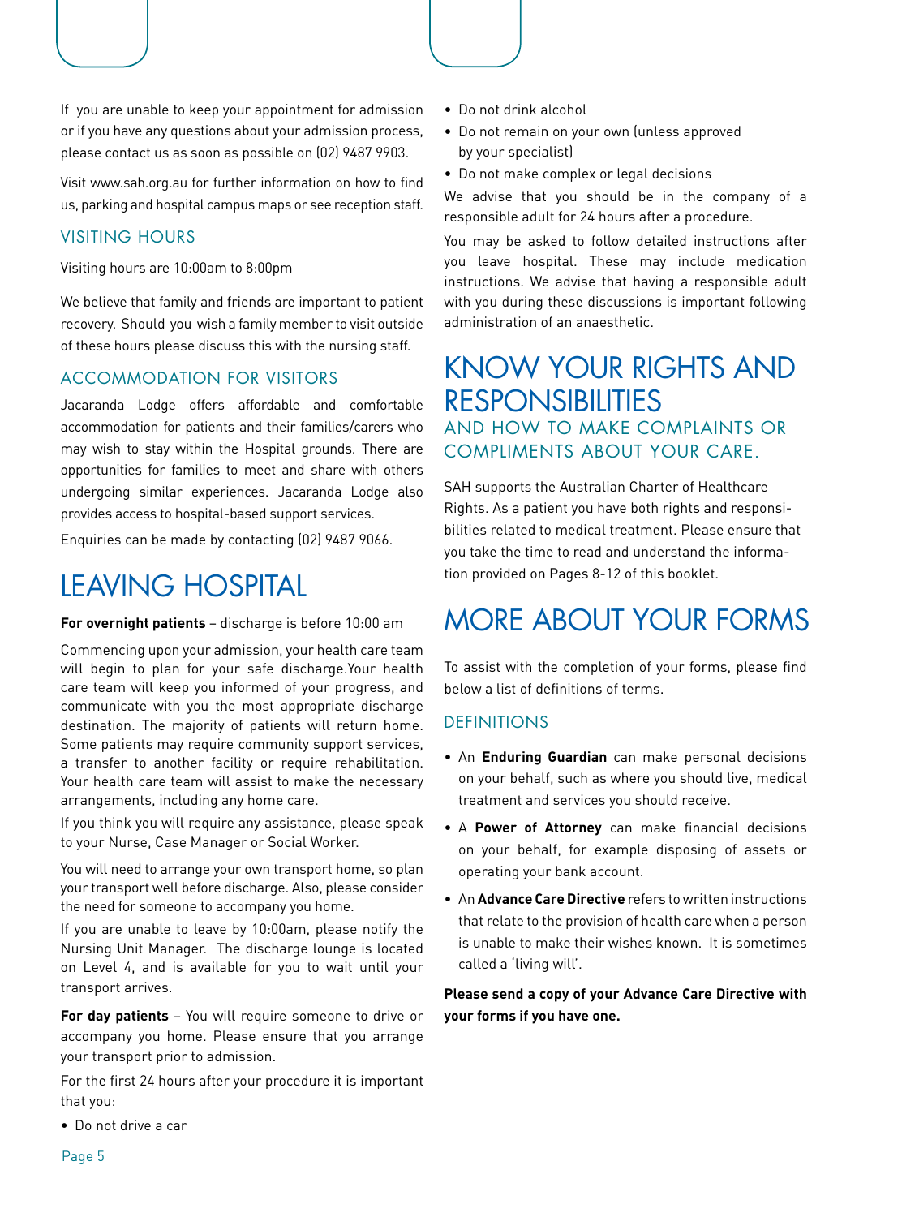If you are unable to keep your appointment for admission or if you have any questions about your admission process, please contact us as soon as possible on (02) 9487 9903.

Visit www.sah.org.au for further information on how to find us, parking and hospital campus maps or see reception staff.

### VISITING HOURS

Visiting hours are 10:00am to 8:00pm

We believe that family and friends are important to patient recovery. Should you wish a family member to visit outside of these hours please discuss this with the nursing staff.

### ACCOMMODATION FOR VISITORS

Jacaranda Lodge offers affordable and comfortable accommodation for patients and their families/carers who may wish to stay within the Hospital grounds. There are opportunities for families to meet and share with others undergoing similar experiences. Jacaranda Lodge also provides access to hospital-based support services.

Enquiries can be made by contacting (02) 9487 9066.

# LEAVING HOSPITAL

**For overnight patients** – discharge is before 10:00 am

Commencing upon your admission, your health care team will begin to plan for your safe discharge.Your health care team will keep you informed of your progress, and communicate with you the most appropriate discharge destination. The majority of patients will return home. Some patients may require community support services, a transfer to another facility or require rehabilitation. Your health care team will assist to make the necessary arrangements, including any home care.

If you think you will require any assistance, please speak to your Nurse, Case Manager or Social Worker.

You will need to arrange your own transport home, so plan your transport well before discharge. Also, please consider the need for someone to accompany you home.

If you are unable to leave by 10:00am, please notify the Nursing Unit Manager. The discharge lounge is located on Level 4, and is available for you to wait until your transport arrives.

**For day patients** – You will require someone to drive or accompany you home. Please ensure that you arrange your transport prior to admission.

For the first 24 hours after your procedure it is important that you:

- Do not drive a car
- Do not drink alcohol
- Do not remain on your own (unless approved by your specialist)
- Do not make complex or legal decisions

We advise that you should be in the company of a responsible adult for 24 hours after a procedure.

You may be asked to follow detailed instructions after you leave hospital. These may include medication instructions. We advise that having a responsible adult with you during these discussions is important following administration of an anaesthetic.

# KNOW YOUR RIGHTS AND RESPONSIBILITIES

## AND HOW TO MAKE COMPLAINTS OR COMPLIMENTS ABOUT YOUR CARE.

SAH supports the Australian Charter of Healthcare Rights. As a patient you have both rights and responsibilities related to medical treatment. Please ensure that you take the time to read and understand the information provided on Pages 8-12 of this booklet.

# MORE ABOUT YOUR FORMS

To assist with the completion of your forms, please find below a list of definitions of terms.

### DEFINITIONS

- An **Enduring Guardian** can make personal decisions on your behalf, such as where you should live, medical treatment and services you should receive.
- A **Power of Attorney** can make financial decisions on your behalf, for example disposing of assets or operating your bank account.
- An **Advance Care Directive** refers to written instructions that relate to the provision of health care when a person is unable to make their wishes known. It is sometimes called a 'living will'.

**Please send a copy of your Advance Care Directive with your forms if you have one.**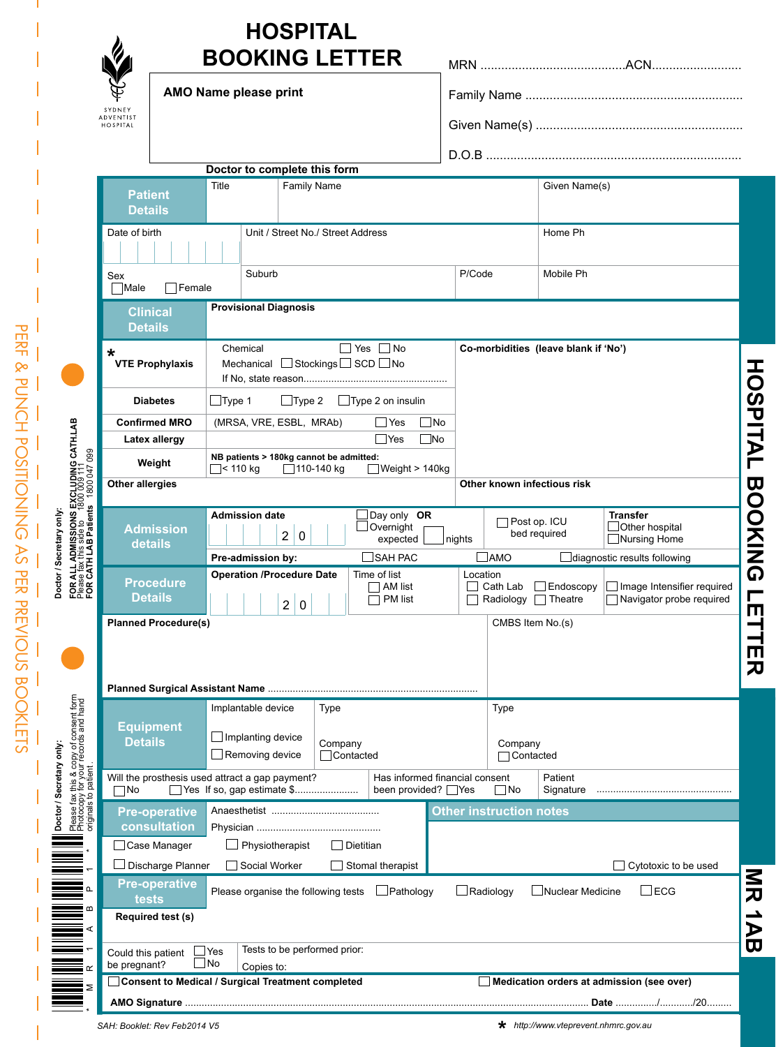# HOSPITAL BOOKING LETTER

SYDNEY ADVENTIST HOSPITAL

**AMO Name please print**

MRN ........................................ACN..........................

Family Name ...............................................................

Given Name(s) ............................................................

D.O.B .........................................................................

**Doctor to complete this form**

## Patient Details

| Title | Family Name | Given Name(s) |
|---|---|---|
| | | |

| Date of birth | Unit / Street No./ Street Address | | Home Ph |
|---|---|---|---|
| Sex ☐Male ☐Female | Suburb | P/Code | Mobile Ph |

## Clinical Details

**Provisional Diagnosis**

| * **VTE Prophylaxis** | Chemical ☐ Yes ☐ No<br>Mechanical ☐Stockings ☐ SCD ☐No<br>If No, state reason................................................... | **Co-morbidities (leave blank if 'No')** |
|---|---|---|
| **Diabetes** | ☐Type 1 ☐Type 2 ☐Type 2 on insulin | |
| **Confirmed MRO** | (MRSA, VRE, ESBL, MRAb) ☐Yes ☐No | |
| **Latex allergy** | ☐Yes ☐No | |
| **Weight** | **NB patients > 180kg cannot be admitted:**<br>☐< 110 kg ☐110-140 kg ☐Weight > 140kg | |
| **Other allergies** | | **Other known infectious risk** |

## Admission details

| **Admission date** 2 0 | ☐Day only **OR** ☐Overnight expected ___ nights | ☐Post op. ICU bed required | **Transfer** ☐Other hospital ☐Nursing Home |
|---|---|---|---|
| **Pre-admission by:** | ☐SAH PAC | ☐AMO | ☐diagnostic results following |

## Procedure Details

| **Operation /Procedure Date** 2 0 | Time of list ☐ AM list ☐ PM list | Location ☐ Cath Lab ☐ Endoscopy ☐ Radiology ☐ Theatre | ☐ Image Intensifier required ☐ Navigator probe required |
|---|---|---|---|

**Planned Procedure(s)**

CMBS Item No.(s)

**Planned Surgical Assistant Name** ...........................................................................

## Equipment Details

| Implantable device ☐ Implanting device ☐ Removing device | Type<br>Company ☐Contacted | Type<br>Company ☐Contacted |
|---|---|---|

| Will the prosthesis used attract a gap payment? ☐No ☐Yes If so, gap estimate $...................... | Has informed financial consent been provided? ☐Yes ☐No | Patient Signature ................................................ |
|---|---|---|

## Pre-operative consultation

Anaesthetist ......................................

Physician ............................................

☐ Case Manager ☐ Physiotherapist ☐ Dietitian

☐ Discharge Planner ☐ Social Worker ☐ Stomal therapist

**Other instruction notes**

☐ Cytotoxic to be used

## Pre-operative tests

Please organise the following tests ☐Pathology ☐Radiology ☐Nuclear Medicine ☐ECG

**Required test (s)**

| Could this patient be pregnant? ☐Yes ☐No | Tests to be performed prior:<br>Copies to: |
|---|---|

☐ **Consent to Medical / Surgical Treatment completed** ☐ **Medication orders at admission (see over)**

**AMO Signature** .................................................................................................................................. **Date** ............../.........../20.........

SAH: Booklet: Rev Feb2014 V5

* http://www.vteprevent.nhmrc.gov.au

HOSPITAL BOOKING LETTER

MR 1AB

PERF & PUNCH POSITIONING AS PER PREVIOUS BOOKLETS

Doctor / Secretary only: FOR ALL ADMISSIONS EXCLUDING CATH.LAB Please fax this side to 1800 009 111 FOR CATH LAB Patients 1800 047 099

Doctor / Secretary only: Please fax this & copy of consent form Photocopy for your records and hand originals to patient.

*MR1AB P1*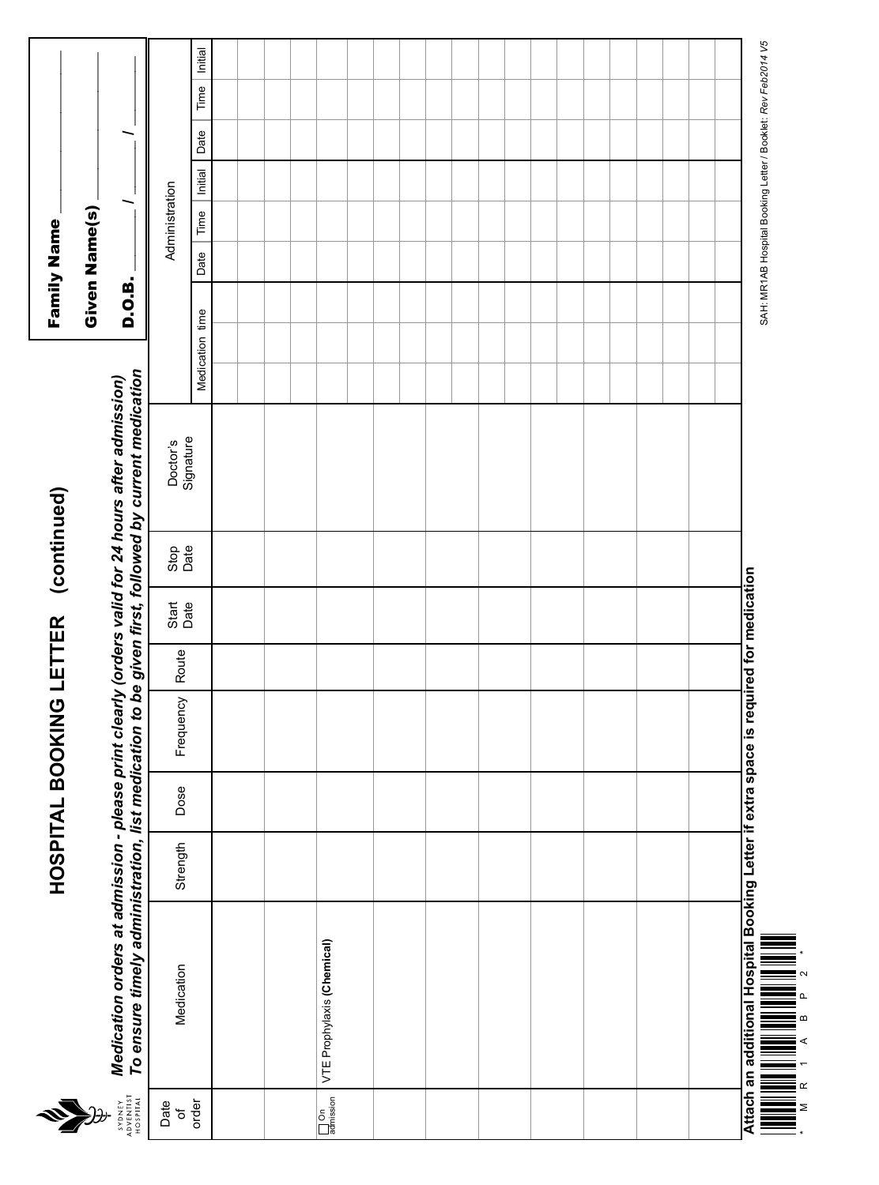SYDNEY ADVENTIST HOSPITAL

# HOSPITAL BOOKING LETTER (continued)

| Family Name |
|---|
| Given Name(s) |
| D.O.B. ______ / ______ / ______ |

***Medication orders at admission - please print clearly (orders valid for 24 hours after admission)***
***To ensure timely administration, list medication to be given first, followed by current medication***

| Date of order | Medication | Strength | Dose | Frequency | Route | Start Date | Stop Date | Doctor's Signature | Medication time | | | Administration | | | | | |
|---|---|---|---|---|---|---|---|---|---|---|---|---|---|---|---|---|---|
| | | | | | | | | | | | | Date | Time | Initial | Date | Time | Initial |
| | | | | | | | | | | | | | | | | | |
| | | | | | | | | | | | | | | | | | |
| ☐ On admission | VTE Prophylaxis **(Chemical)** | | | | | | | | | | | | | | | | |
| | | | | | | | | | | | | | | | | | |
| | | | | | | | | | | | | | | | | | |
| | | | | | | | | | | | | | | | | | |
| | | | | | | | | | | | | | | | | | |
| | | | | | | | | | | | | | | | | | |
| | | | | | | | | | | | | | | | | | |
| | | | | | | | | | | | | | | | | | |
| | | | | | | | | | | | | | | | | | |

**Attach an additional Hospital Booking Letter if extra space is required for medication**

\* M R 1 A B P 2 \*

SAH: MR1AB Hospital Booking Letter / Booklet: *Rev Feb2014 V5*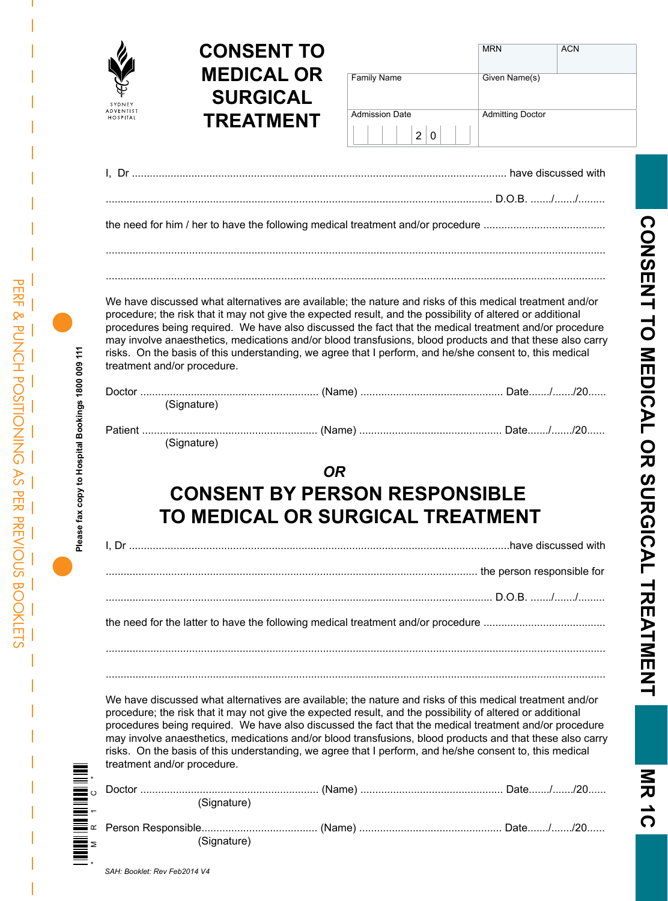SYDNEY ADVENTIST HOSPITAL

# CONSENT TO MEDICAL OR SURGICAL TREATMENT

| MRN | ACN |
|---|---|
| Family Name | Given Name(s) |
| Admission Date 2 0 | Admitting Doctor |

I, Dr ........................................................................................................................ have discussed with

........................................................................................................................ D.O.B. ......./......./.........

the need for him / her to have the following medical treatment and/or procedure ........................................

........................................................................................................................................................

........................................................................................................................................................

We have discussed what alternatives are available; the nature and risks of this medical treatment and/or procedure; the risk that it may not give the expected result, and the possibility of altered or additional procedures being required. We have also discussed the fact that the medical treatment and/or procedure may involve anaesthetics, medications and/or blood transfusions, blood products and that these also carry risks. On the basis of this understanding, we agree that I perform, and he/she consent to, this medical treatment and/or procedure.

Doctor ........................................................... (Name) ............................................... Date......./......./20......
(Signature)

Patient .......................................................... (Name) ............................................... Date......./......./20......
(Signature)

***OR***

## CONSENT BY PERSON RESPONSIBLE TO MEDICAL OR SURGICAL TREATMENT

I, Dr ........................................................................................................................have discussed with

........................................................................................................................ the person responsible for

........................................................................................................................ D.O.B. ......./......./.........

the need for the latter to have the following medical treatment and/or procedure ........................................

........................................................................................................................................................

........................................................................................................................................................

We have discussed what alternatives are available; the nature and risks of this medical treatment and/or procedure; the risk that it may not give the expected result, and the possibility of altered or additional procedures being required. We have also discussed the fact that the medical treatment and/or procedure may involve anaesthetics, medications and/or blood transfusions, blood products and that these also carry risks. On the basis of this understanding, we agree that I perform, and he/she consent to, this medical treatment and/or procedure.

Doctor ........................................................... (Name) ............................................... Date......./......./20......
(Signature)

Person Responsible...................................... (Name) ............................................... Date......./......./20......
(Signature)

*SAH: Booklet: Rev Feb2014 V4*

**Please fax copy to Hospital Bookings 1800 009 111**

PERF & PUNCH POSITIONING AS PER PREVIOUS BOOKLETS

*MR1C*

**CONSENT TO MEDICAL OR SURGICAL TREATMENT**

**MR 1C**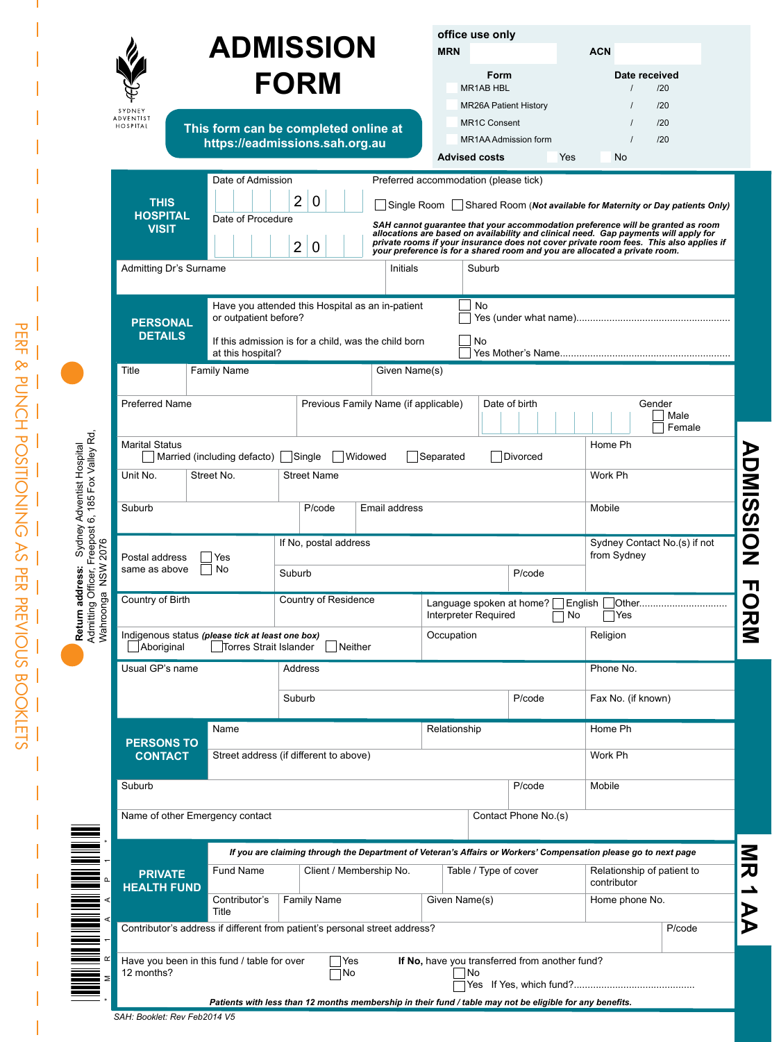# ADMISSION FORM

SYDNEY ADVENTIST HOSPITAL

**This form can be completed online at https://eadmissions.sah.org.au**

**office use only**

| MRN | | ACN | |
|---|---|---|---|

| Form | Date received |
|---|---|
| MR1AB HBL | / /20 |
| MR26A Patient History | / /20 |
| MR1C Consent | / /20 |
| MR1AA Admission form | / /20 |

**Advised costs** ☐ Yes ☐ No

## THIS HOSPITAL VISIT

Date of Admission: 2 0

Date of Procedure: 2 0

Preferred accommodation (please tick)

☐ Single Room ☐ Shared Room (***Not available for Maternity or Day patients Only)***

***SAH cannot guarantee that your accommodation preference will be granted as room allocations are based on availability and clinical need. Gap payments will apply for private rooms if your insurance does not cover private room fees. This also applies if your preference is for a shared room and you are allocated a private room.***

| Admitting Dr's Surname | Initials | Suburb |
|---|---|---|

## PERSONAL DETAILS

Have you attended this Hospital as an in-patient or outpatient before? ☐ No ☐ Yes (under what name)........................................................

If this admission is for a child, was the child born at this hospital? ☐ No ☐ Yes Mother's Name..............................................................

| Title | Family Name | Given Name(s) | |
|---|---|---|---|
| Preferred Name | Previous Family Name (if applicable) | Date of birth | Gender ☐ Male ☐ Female |

Marital Status: ☐ Married (including defacto) ☐ Single ☐ Widowed ☐ Separated ☐ Divorced

Home Ph

| Unit No. | Street No. | Street Name | Work Ph |
|---|---|---|---|
| Suburb | P/code | Email address | Mobile |

Postal address same as above ☐ Yes ☐ No

| If No, postal address | | Sydney Contact No.(s) if not from Sydney |
|---|---|---|
| Suburb | P/code | |

| Country of Birth | Country of Residence | Language spoken at home? ☐ English ☐ Other................................ Interpreter Required ☐ No ☐ Yes |
|---|---|---|

Indigenous status (***please tick at least one box***) ☐ Aboriginal ☐ Torres Strait Islander ☐ Neither

| Occupation | Religion |
|---|---|

| Usual GP's name | Address | | Phone No. |
|---|---|---|---|
| | Suburb | P/code | Fax No. (if known) |

## PERSONS TO CONTACT

| Name | Relationship | Home Ph |
|---|---|---|
| Street address (if different to above) | | Work Ph |
| Suburb | P/code | Mobile |

| Name of other Emergency contact | Contact Phone No.(s) |
|---|---|

## PRIVATE HEALTH FUND

***If you are claiming through the Department of Veteran's Affairs or Workers' Compensation please go to next page***

| Fund Name | Client / Membership No. | Table / Type of cover | Relationship of patient to contributor |
|---|---|---|---|
| Contributor's Title | Family Name | Given Name(s) | Home phone No. |

| Contributor's address if different from patient's personal street address? | P/code |
|---|---|

Have you been in this fund / table for over 12 months? ☐ Yes ☐ No

**If No,** have you transferred from another fund? ☐ No ☐ Yes If Yes, which fund?...........................................

***Patients with less than 12 months membership in their fund / table may not be eligible for any benefits.***

*SAH: Booklet: Rev Feb2014 V5*

**Return address:** Sydney Adventist Hospital
Admitting Officer, Freepost 6, 185 Fox Valley Rd,
Wahroonga NSW 2076

PERF & PUNCH POSITIONING AS PER PREVIOUS BOOKLETS

**ADMISSION FORM**

**MR 1 AA**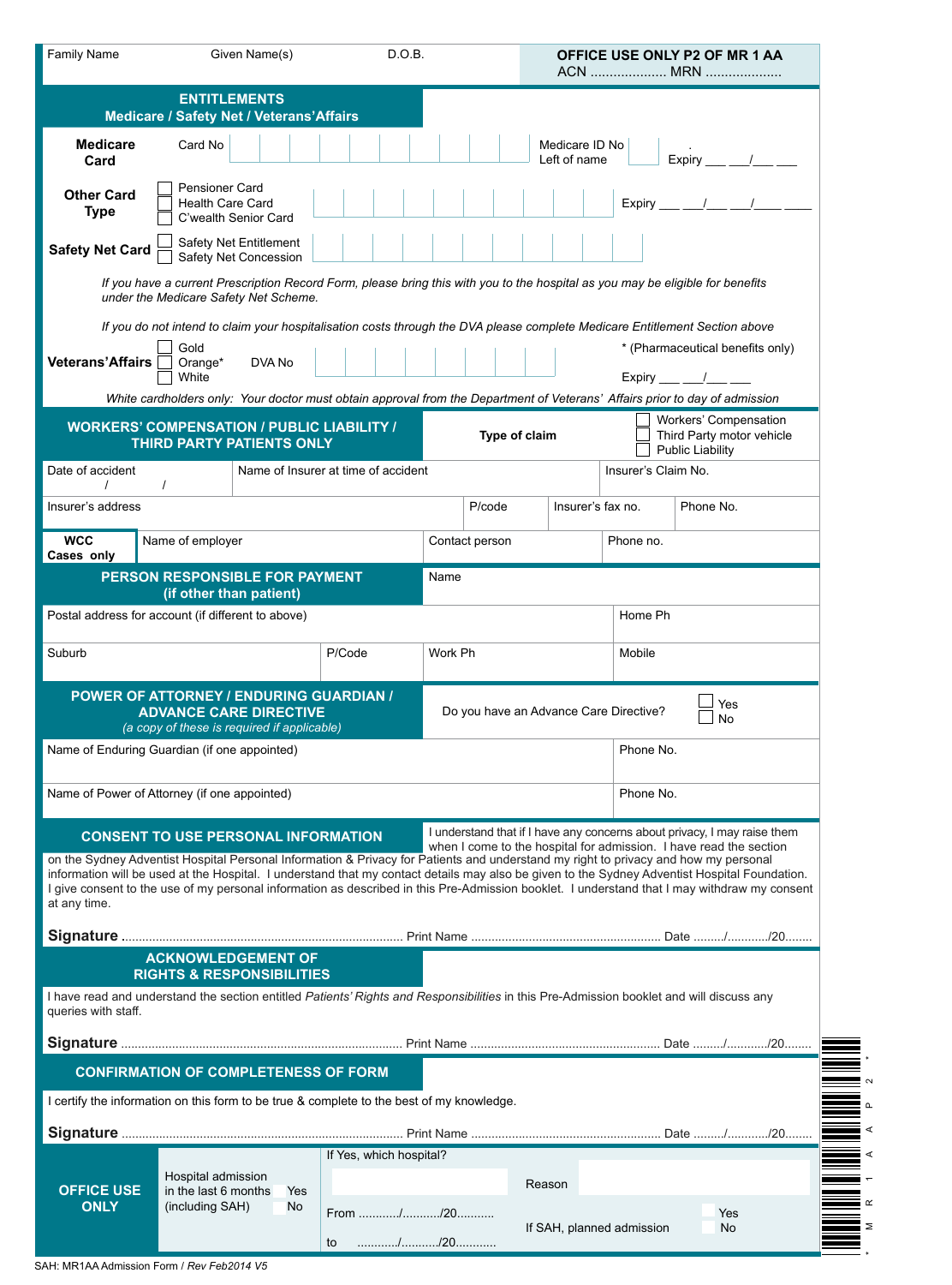| Family Name | Given Name(s) | D.O.B. | **OFFICE USE ONLY P2 OF MR 1 AA** ACN .................... MRN .................... |
|---|---|---|---|

## ENTITLEMENTS
### Medicare / Safety Net / Veterans' Affairs

**Medicare Card** — Card No | Medicare ID No Left of name | Expiry ___ ___/___ ___

**Other Card Type** — ☐ Pensioner Card ☐ Health Care Card ☐ C'wealth Senior Card | Expiry ___ ___/___ ___/___ ____

**Safety Net Card** — ☐ Safety Net Entitlement ☐ Safety Net Concession

*If you have a current Prescription Record Form, please bring this with you to the hospital as you may be eligible for benefits under the Medicare Safety Net Scheme.*

*If you do not intend to claim your hospitalisation costs through the DVA please complete Medicare Entitlement Section above*

**Veterans' Affairs** — ☐ Gold ☐ Orange* ☐ White | DVA No | * (Pharmaceutical benefits only) | Expiry ___ ___/___ ___

*White cardholders only: Your doctor must obtain approval from the Department of Veterans' Affairs prior to day of admission*

## WORKERS' COMPENSATION / PUBLIC LIABILITY / THIRD PARTY PATIENTS ONLY

**Type of claim** — ☐ Workers' Compensation ☐ Third Party motor vehicle ☐ Public Liability

| Date of accident / / | Name of Insurer at time of accident | | Insurer's Claim No. |
|---|---|---|---|
| Insurer's address | P/code | Insurer's fax no. | Phone No. |
| **WCC Cases only** — Name of employer | Contact person | | Phone no. |

## PERSON RESPONSIBLE FOR PAYMENT (if other than patient)

| Name | | | |
|---|---|---|---|
| Postal address for account (if different to above) | | | Home Ph |
| Suburb | P/Code | Work Ph | Mobile |

## POWER OF ATTORNEY / ENDURING GUARDIAN / ADVANCE CARE DIRECTIVE
*(a copy of these is required if applicable)*

Do you have an Advance Care Directive? ☐ Yes ☐ No

| Name of Enduring Guardian (if one appointed) | Phone No. |
|---|---|
| Name of Power of Attorney (if one appointed) | Phone No. |

## CONSENT TO USE PERSONAL INFORMATION

I understand that if I have any concerns about privacy, I may raise them when I come to the hospital for admission. I have read the section on the Sydney Adventist Hospital Personal Information & Privacy for Patients and understand my right to privacy and how my personal information will be used at the Hospital. I understand that my contact details may also be given to the Sydney Adventist Hospital Foundation. I give consent to the use of my personal information as described in this Pre-Admission booklet. I understand that I may withdraw my consent at any time.

**Signature** .................................................................................... Print Name ........................................................ Date ........./.........../20........

## ACKNOWLEDGEMENT OF RIGHTS & RESPONSIBILITIES

I have read and understand the section entitled *Patients' Rights and Responsibilities* in this Pre-Admission booklet and will discuss any queries with staff.

**Signature** .................................................................................... Print Name ........................................................ Date ........./.........../20........

## CONFIRMATION OF COMPLETENESS OF FORM

I certify the information on this form to be true & complete to the best of my knowledge.

**Signature** .................................................................................... Print Name ........................................................ Date ........./.........../20........

| **OFFICE USE ONLY** | Hospital admission in the last 6 months (including SAH) ☐ Yes ☐ No | If Yes, which hospital? From .........../........../20.......... to .........../........../20.......... | Reason | If SAH, planned admission ☐ Yes ☐ No |
|---|---|---|---|---|

SAH: MR1AA Admission Form / *Rev Feb2014 V5*

*MR1AAP2*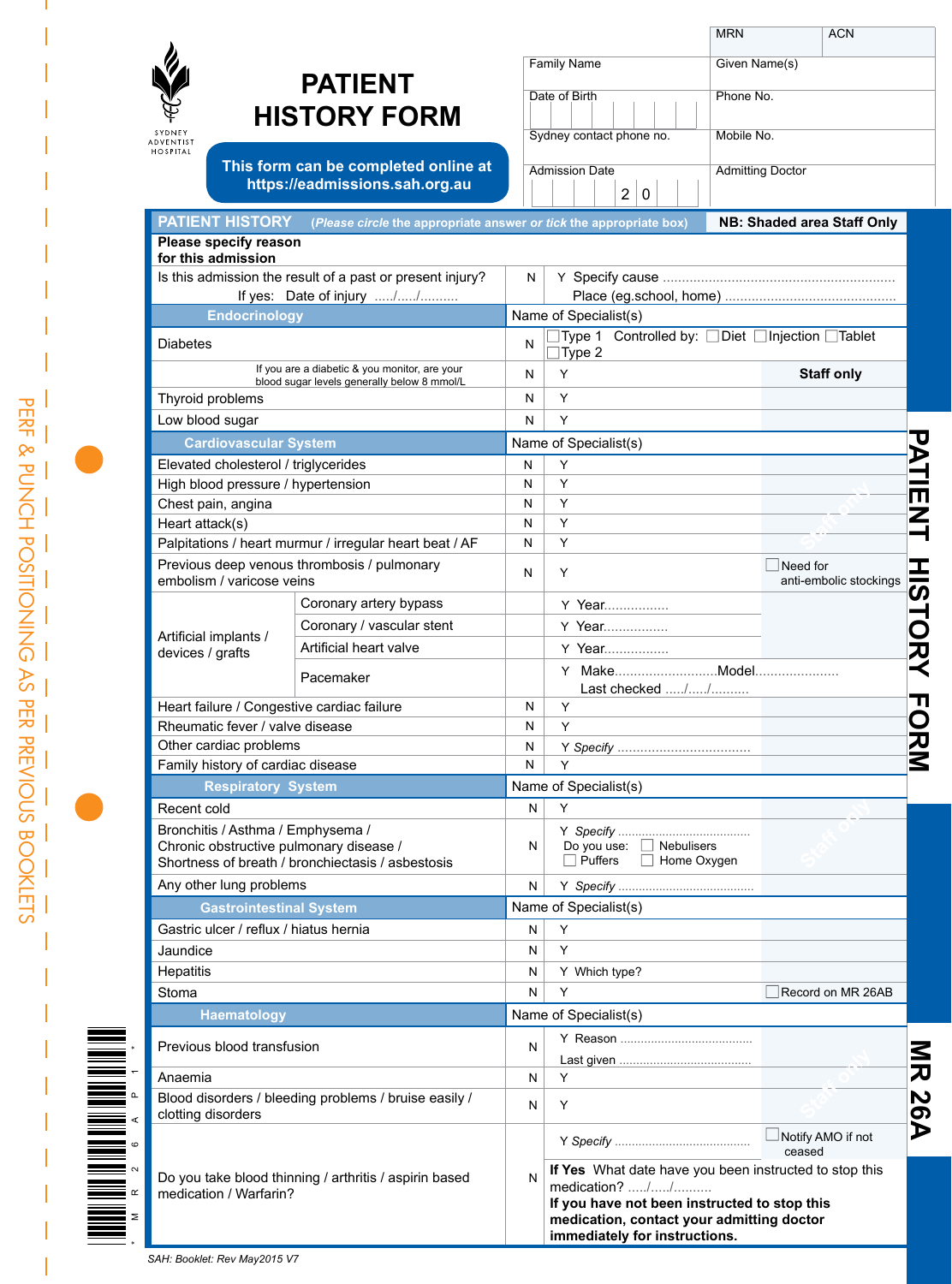# PATIENT HISTORY FORM

Sydney Adventist Hospital

**This form can be completed online at https://eadmissions.sah.org.au**

| MRN | ACN |
|---|---|
| Family Name | Given Name(s) |
| Date of Birth | Phone No. |
| Sydney contact phone no. | Mobile No. |
| Admission Date 20 | Admitting Doctor |

## PATIENT HISTORY

*(Please circle the appropriate answer or tick the appropriate box)* — **NB: Shaded area Staff Only**

**Please specify reason for this admission**

| Question | N | Y | Staff only |
|---|---|---|---|
| Is this admission the result of a past or present injury? If yes: Date of injury ...../...../.......... | N | Y Specify cause ............ Place (eg.school, home) ............ | |
| **Endocrinology** | Name of Specialist(s) | | |
| Diabetes | N | ☐ Type 1 ☐ Type 2 Controlled by: ☐ Diet ☐ Injection ☐ Tablet | |
| If you are a diabetic & you monitor, are your blood sugar levels generally below 8 mmol/L | N | Y | **Staff only** |
| Thyroid problems | N | Y | |
| Low blood sugar | N | Y | |
| **Cardiovascular System** | Name of Specialist(s) | | |
| Elevated cholesterol / triglycerides | N | Y | |
| High blood pressure / hypertension | N | Y | |
| Chest pain, angina | N | Y | |
| Heart attack(s) | N | Y | |
| Palpitations / heart murmur / irregular heart beat / AF | N | Y | |
| Previous deep venous thrombosis / pulmonary embolism / varicose veins | N | Y | ☐ Need for anti-embolic stockings |
| Artificial implants / devices / grafts — Coronary artery bypass | | Y Year................ | |
| Artificial implants / devices / grafts — Coronary / vascular stent | | Y Year................ | |
| Artificial implants / devices / grafts — Artificial heart valve | | Y Year................ | |
| Artificial implants / devices / grafts — Pacemaker | | Y Make.......................... Model..................... Last checked ...../...../.......... | |
| Heart failure / Congestive cardiac failure | N | Y | |
| Rheumatic fever / valve disease | N | Y | |
| Other cardiac problems | N | Y *Specify* .................................. | |
| Family history of cardiac disease | N | Y | |
| **Respiratory System** | Name of Specialist(s) | | |
| Recent cold | N | Y | |
| Bronchitis / Asthma / Emphysema / Chronic obstructive pulmonary disease / Shortness of breath / bronchiectasis / asbestosis | N | Y *Specify* .................... Do you use: ☐ Nebulisers ☐ Puffers ☐ Home Oxygen | |
| Any other lung problems | N | Y *Specify* .................................. | |
| **Gastrointestinal System** | Name of Specialist(s) | | |
| Gastric ulcer / reflux / hiatus hernia | N | Y | |
| Jaundice | N | Y | |
| Hepatitis | N | Y Which type? | |
| Stoma | N | Y | ☐ Record on MR 26AB |
| **Haematology** | Name of Specialist(s) | | |
| Previous blood transfusion | N | Y Reason .................... Last given .................... | |
| Anaemia | N | Y | |
| Blood disorders / bleeding problems / bruise easily / clotting disorders | N | Y | |
| Do you take blood thinning / arthritis / aspirin based medication / Warfarin? | N | Y *Specify* .................................. **If Yes** What date have you been instructed to stop this medication? ...../...../.......... **If you have not been instructed to stop this medication, contact your admitting doctor immediately for instructions.** | ☐ Notify AMO if not ceased |

SAH: Booklet: Rev May2015 V7

MR 26A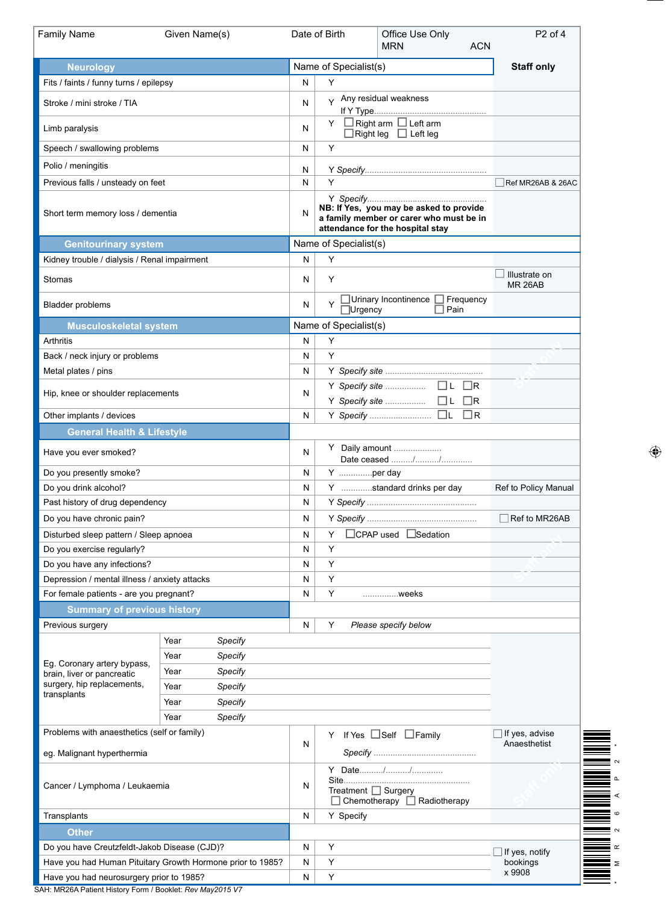| Family Name | Given Name(s) | Date of Birth | Office Use Only MRN ACN |
|---|---|---|---|

| **Neurology** | Name of Specialist(s) | | **Staff only** |
|---|---|---|---|
| Fits / faints / funny turns / epilepsy | N | Y | |
| Stroke / mini stroke / TIA | N | Y Any residual weakness If Y Type............................................... | |
| Limb paralysis | N | Y ☐ Right arm ☐ Left arm ☐ Right leg ☐ Left leg | |
| Speech / swallowing problems | N | Y | |
| Polio / meningitis | N | Y *Specify*................................................... | |
| Previous falls / unsteady on feet | N | Y | ☐ Ref MR26AB & 26AC |
| Short term memory loss / dementia | N | Y *Specify*.................................................. **NB: If Yes, you may be asked to provide a family member or carer who must be in attendance for the hospital stay** | |
| **Genitourinary system** | Name of Specialist(s) | | |
| Kidney trouble / dialysis / Renal impairment | N | Y | |
| Stomas | N | Y | ☐ Illustrate on MR 26AB |
| Bladder problems | N | Y ☐ Urinary Incontinence ☐ Frequency ☐ Urgency ☐ Pain | |
| **Musculoskeletal system** | Name of Specialist(s) | | |
| Arthritis | N | Y | |
| Back / neck injury or problems | N | Y | |
| Metal plates / pins | N | Y *Specify site* ......................................... | |
| Hip, knee or shoulder replacements | N | Y *Specify site* ................ ☐ L ☐ R Y *Specify site* ................ ☐ L ☐ R | |
| Other implants / devices | N | Y *Specify* .......................... ☐ L ☐ R | |
| **General Health & Lifestyle** | | | |
| Have you ever smoked? | N | Y Daily amount .................... Date ceased ........./........../............ | |
| Do you presently smoke? | N | Y ..............per day | |
| Do you drink alcohol? | N | Y ............standard drinks per day | Ref to Policy Manual |
| Past history of drug dependency | N | Y *Specify* ............................................. | |
| Do you have chronic pain? | N | Y *Specify* ............................................. | ☐ Ref to MR26AB |
| Disturbed sleep pattern / Sleep apnoea | N | Y ☐ CPAP used ☐ Sedation | |
| Do you exercise regularly? | N | Y | |
| Do you have any infections? | N | Y | |
| Depression / mental illness / anxiety attacks | N | Y | |
| For female patients - are you pregnant? | N | Y ...............weeks | |
| **Summary of previous history** | | | |
| Previous surgery | N | Y *Please specify below* | |

| Eg. Coronary artery bypass, brain, liver or pancreatic surgery, hip replacements, transplants | Year | *Specify* |
|---|---|---|
| | Year | *Specify* |
| | Year | *Specify* |
| | Year | *Specify* |
| | Year | *Specify* |
| | Year | *Specify* |

| | | | |
|---|---|---|---|
| Problems with anaesthetics (self or family) eg. Malignant hyperthermia | N | Y If Yes ☐ Self ☐ Family *Specify* ........................................... | ☐ If yes, advise Anaesthetist |
| Cancer / Lymphoma / Leukaemia | N | Y Date........../........../............. Site..................................................... Treatment ☐ Surgery ☐ Chemotherapy ☐ Radiotherapy | |
| Transplants | N | Y Specify | |
| **Other** | | | |
| Do you have Creutzfeldt-Jakob Disease (CJD)? | N | Y | ☐ If yes, notify bookings x 9908 |
| Have you had Human Pituitary Growth Hormone prior to 1985? | N | Y | |
| Have you had neurosurgery prior to 1985? | N | Y | |

SAH: MR26A Patient History Form / Booklet: *Rev May2015 V7*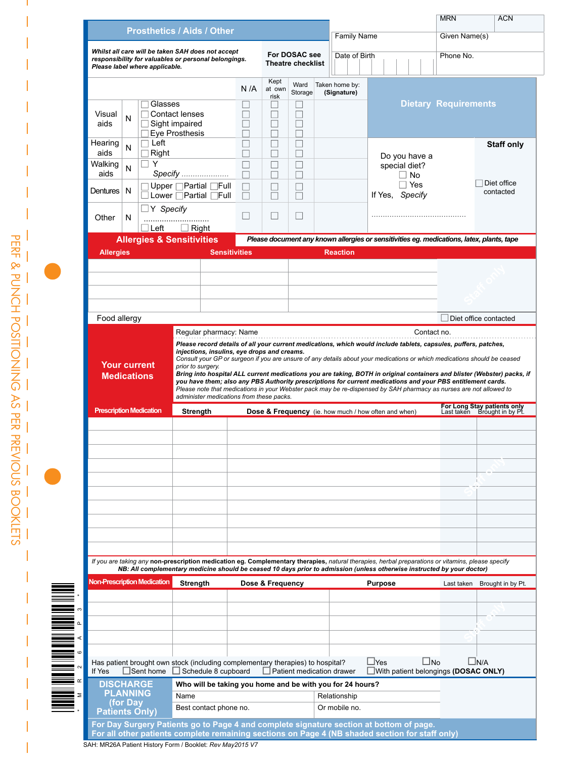| MRN | ACN |
|---|---|
| Family Name | Given Name(s) |
| Date of Birth | Phone No. |

## Prosthetics / Aids / Other

*Whilst all care will be taken SAH does not accept responsibility for valuables or personal belongings. Please label where applicable.*

**For DOSAC see Theatre checklist**

| | | | N /A | Kept at own risk | Ward Storage | Taken home by: (Signature) |
|---|---|---|---|---|---|---|
| Visual aids | N | ☐ Glasses | ☐ | ☐ | ☐ | |
| | | ☐ Contact lenses | ☐ | ☐ | ☐ | |
| | | ☐ Sight impaired | ☐ | ☐ | ☐ | |
| | | ☐ Eye Prosthesis | ☐ | ☐ | ☐ | |
| Hearing aids | N | ☐ Left | ☐ | ☐ | ☐ | |
| | | ☐ Right | ☐ | ☐ | ☐ | |
| Walking aids | N | ☐ Y | ☐ | ☐ | ☐ | |
| | | Specify ..................... | ☐ | ☐ | ☐ | |
| Dentures | N | ☐ Upper ☐ Partial ☐ Full | ☐ | ☐ | ☐ | |
| | | ☐ Lower ☐ Partial ☐ Full | ☐ | ☐ | ☐ | |
| Other | N | ☐ Y Specify ............................ ☐ Left ☐ Right | ☐ | ☐ | ☐ | |

## Dietary Requirements

Do you have a special diet?
☐ No
☐ Yes
If Yes, *Specify* ..........................................

**Staff only**
☐ Diet office contacted

## Allergies & Sensitivities

***Please document any known allergies or sensitivities eg. medications, latex, plants, tape***

| Allergies | Sensitivities | Reaction |
|---|---|---|
| | | |
| | | |
| | | |
| | | |

Food allergy ☐ Diet office contacted

## Your current Medications

Regular pharmacy: Name Contact no.

***Please record details of all your current medications, which would include tablets, capsules, puffers, patches, injections, insulins, eye drops and creams.***
*Consult your GP or surgeon if you are unsure of any details about your medications or which medications should be ceased prior to surgery.*
***Bring into hospital ALL current medications you are taking, BOTH in original containers and blister (Webster) packs, if you have them; also any PBS Authority prescriptions for current medications and your PBS entitlement cards.***
*Please note that medications in your Webster pack may be re-dispensed by SAH pharmacy as nurses are not allowed to administer medications from these packs.*

| Prescription Medication | Strength | Dose & Frequency (ie. how much / how often and when) | For Long Stay patients only: Last taken | Brought in by Pt. |
|---|---|---|---|---|
| | | | | |
| | | | | |
| | | | | |
| | | | | |
| | | | | |
| | | | | |
| | | | | |
| | | | | |
| | | | | |

*If you are taking any* **non-prescription medication eg. Complementary therapies,** *natural therapies, herbal preparations or vitamins, please specify*
***NB: All complementary medicine should be ceased 10 days prior to admission (unless otherwise instructed by your doctor)***

| Non-Prescription Medication | Strength | Dose & Frequency | Purpose | Last taken | Brought in by Pt. |
|---|---|---|---|---|---|
| | | | | | |
| | | | | | |
| | | | | | |
| | | | | | |

Has patient brought own stock (including complementary therapies) to hospital? ☐ Yes ☐ No ☐ N/A
If Yes ☐ Sent home ☐ Schedule 8 cupboard ☐ Patient medication drawer ☐ With patient belongings **(DOSAC ONLY)**

## DISCHARGE PLANNING (for Day Patients Only)

**Who will be taking you home and be with you for 24 hours?**

| Name | Relationship |
|---|---|
| Best contact phone no. | Or mobile no. |

**For Day Surgery Patients go to Page 4 and complete signature section at bottom of page.**
**For all other patients complete remaining sections on Page 4 (NB shaded section for staff only)**

SAH: MR26A Patient History Form / Booklet: *Rev May2015 V7*

PERF & PUNCH POSITIONING AS PER PREVIOUS BOOKLETS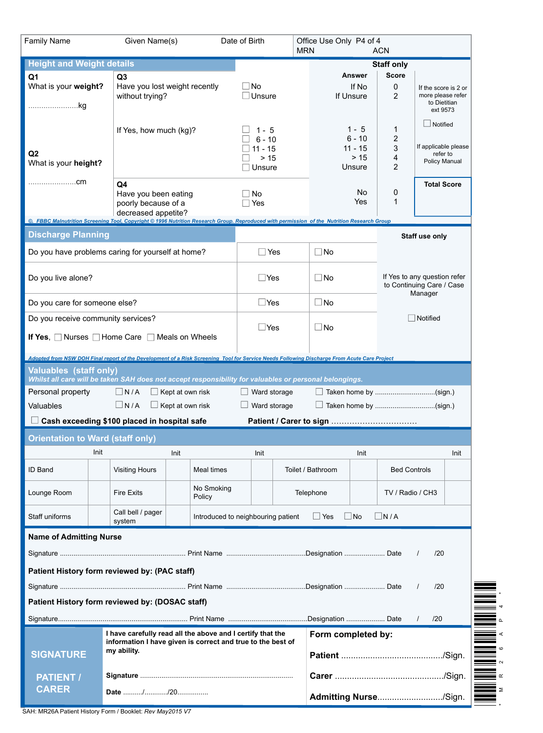| Family Name | Given Name(s) | Date of Birth | Office Use Only P4 of 4<br>MRN ACN |
|---|---|---|---|

## Height and Weight details

| | | | Staff only | | |
|---|---|---|---|---|---|
| | | | **Answer** | **Score** | |
| **Q1**<br>What is your **weight?**<br>......................kg | **Q3**<br>Have you lost weight recently without trying? | ☐ No<br>☐ Unsure | If No<br>If Unsure | 0<br>2 | If the score is 2 or more please refer to Dietitian ext 9573<br>☐ Notified |
| **Q2**<br>What is your **height?**<br>......................cm | If Yes, how much (kg)? | ☐ 1 - 5<br>☐ 6 - 10<br>☐ 11 - 15<br>☐ > 15<br>☐ Unsure | 1 - 5<br>6 - 10<br>11 - 15<br>> 15<br>Unsure | 1<br>2<br>3<br>4<br>2 | If applicable please refer to Policy Manual |
| | **Q4**<br>Have you been eating poorly because of a decreased appetite? | ☐ No<br>☐ Yes | No<br>Yes | 0<br>1 | **Total Score** |

*©. FBBC Malnutrition Screening Tool, Copyright © 1996 Nutrition Research Group. Reproduced with permission of the Nutrition Research Group*

## Discharge Planning

| | | | Staff use only |
|---|---|---|---|
| Do you have problems caring for yourself at home? | ☐ Yes | ☐ No | If Yes to any question refer to Continuing Care / Case Manager<br><br>☐ Notified |
| Do you live alone? | ☐ Yes | ☐ No | |
| Do you care for someone else? | ☐ Yes | ☐ No | |
| Do you receive community services?<br>**If Yes,** ☐ Nurses ☐ Home Care ☐ Meals on Wheels | ☐ Yes | ☐ No | |

*Adopted from NSW DOH Final report of the Development of a Risk Screening Tool for Service Needs Following Discharge From Acute Care Project*

## Valuables (staff only)

***Whilst all care will be taken SAH does not accept responsibility for valuables or personal belongings.***

| | | | | |
|---|---|---|---|---|
| Personal property | ☐ N / A | ☐ Kept at own risk | ☐ Ward storage | ☐ Taken home by ..............................(sign.) |
| Valuables | ☐ N / A | ☐ Kept at own risk | ☐ Ward storage | ☐ Taken home by ..............................(sign.) |

☐ **Cash exceeding $100 placed in hospital safe** **Patient / Carer to sign** ................................

## Orientation to Ward (staff only)

| | Init | | Init | | Init | | Init | | Init |
|---|---|---|---|---|---|---|---|---|---|
| ID Band | | Visiting Hours | | Meal times | | Toilet / Bathroom | | Bed Controls | |
| Lounge Room | | Fire Exits | | No Smoking Policy | | Telephone | | TV / Radio / CH3 | |
| Staff uniforms | | Call bell / pager system | | Introduced to neighbouring patient | | ☐ Yes ☐ No ☐ N / A | | | |

**Name of Admitting Nurse**

Signature ................................................................ Print Name ........................................Designation ..................... Date / /20

**Patient History form reviewed by: (PAC staff)**

Signature ................................................................ Print Name ........................................Designation ..................... Date / /20

**Patient History form reviewed by: (DOSAC staff)**

Signature.................................................................. Print Name ........................................Designation .................... Date / /20

| SIGNATURE<br><br>PATIENT / CARER | **I have carefully read all the above and I certify that the information I have given is correct and true to the best of my ability.**<br><br>**Signature** ..............................................................................<br><br>**Date** ........./.........../20................ | **Form completed by:**<br><br>**Patient** ........................................./Sign.<br><br>**Carer** ............................................/Sign.<br><br>**Admitting Nurse**........................../Sign. |
|---|---|---|

SAH: MR26A Patient History Form / Booklet: *Rev May2015 V7*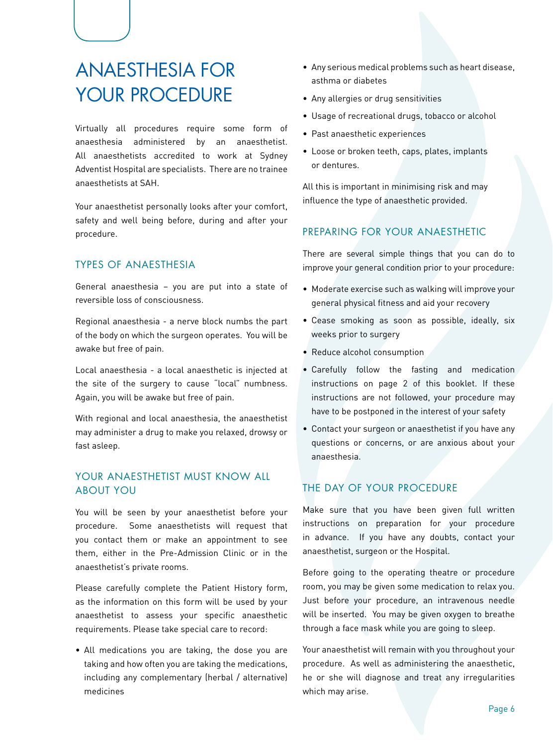# ANAESTHESIA FOR YOUR PROCEDURE

Virtually all procedures require some form of anaesthesia administered by an anaesthetist. All anaesthetists accredited to work at Sydney Adventist Hospital are specialists. There are no trainee anaesthetists at SAH.

Your anaesthetist personally looks after your comfort, safety and well being before, during and after your procedure.

## TYPES OF ANAESTHESIA

General anaesthesia – you are put into a state of reversible loss of consciousness.

Regional anaesthesia - a nerve block numbs the part of the body on which the surgeon operates. You will be awake but free of pain.

Local anaesthesia - a local anaesthetic is injected at the site of the surgery to cause "local" numbness. Again, you will be awake but free of pain.

With regional and local anaesthesia, the anaesthetist may administer a drug to make you relaxed, drowsy or fast asleep.

## YOUR ANAESTHETIST MUST KNOW ALL ABOUT YOU

You will be seen by your anaesthetist before your procedure. Some anaesthetists will request that you contact them or make an appointment to see them, either in the Pre-Admission Clinic or in the anaesthetist's private rooms.

Please carefully complete the Patient History form, as the information on this form will be used by your anaesthetist to assess your specific anaesthetic requirements. Please take special care to record:

- All medications you are taking, the dose you are taking and how often you are taking the medications, including any complementary (herbal / alternative) medicines
- Any serious medical problems such as heart disease, asthma or diabetes
- Any allergies or drug sensitivities
- Usage of recreational drugs, tobacco or alcohol
- Past anaesthetic experiences
- Loose or broken teeth, caps, plates, implants or dentures.

All this is important in minimising risk and may influence the type of anaesthetic provided.

## PREPARING FOR YOUR ANAESTHETIC

There are several simple things that you can do to improve your general condition prior to your procedure:

- Moderate exercise such as walking will improve your general physical fitness and aid your recovery
- Cease smoking as soon as possible, ideally, six weeks prior to surgery
- Reduce alcohol consumption
- Carefully follow the fasting and medication instructions on page 2 of this booklet. If these instructions are not followed, your procedure may have to be postponed in the interest of your safety
- Contact your surgeon or anaesthetist if you have any questions or concerns, or are anxious about your anaesthesia.

## THE DAY OF YOUR PROCEDURE

Make sure that you have been given full written instructions on preparation for your procedure in advance. If you have any doubts, contact your anaesthetist, surgeon or the Hospital.

Before going to the operating theatre or procedure room, you may be given some medication to relax you. Just before your procedure, an intravenous needle will be inserted. You may be given oxygen to breathe through a face mask while you are going to sleep.

Your anaesthetist will remain with you throughout your procedure. As well as administering the anaesthetic, he or she will diagnose and treat any irregularities which may arise.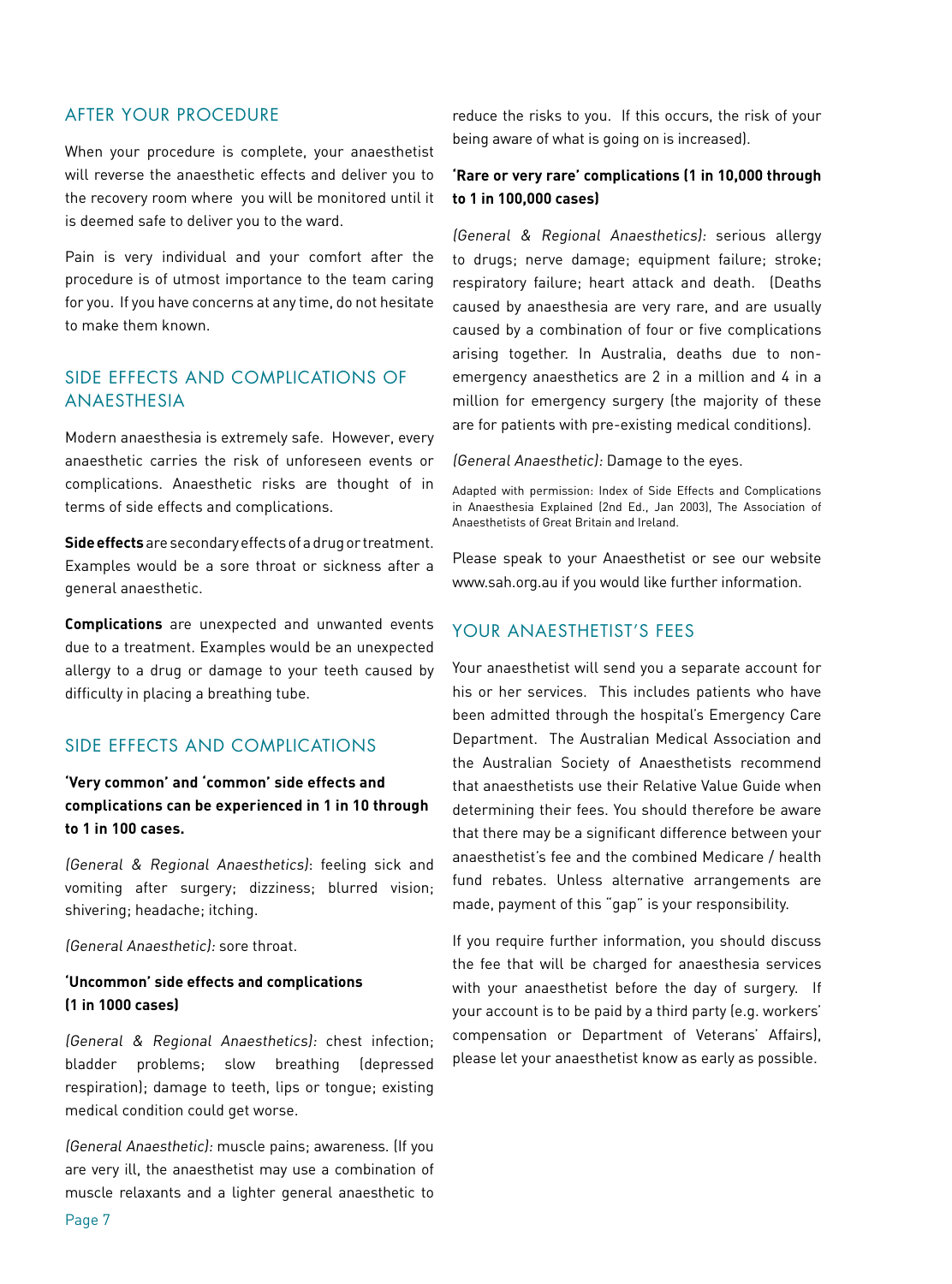## AFTER YOUR PROCEDURE

When your procedure is complete, your anaesthetist will reverse the anaesthetic effects and deliver you to the recovery room where you will be monitored until it is deemed safe to deliver you to the ward.

Pain is very individual and your comfort after the procedure is of utmost importance to the team caring for you. If you have concerns at any time, do not hesitate to make them known.

## SIDE EFFECTS AND COMPLICATIONS OF ANAESTHESIA

Modern anaesthesia is extremely safe. However, every anaesthetic carries the risk of unforeseen events or complications. Anaesthetic risks are thought of in terms of side effects and complications.

**Side effects** are secondary effects of a drug or treatment. Examples would be a sore throat or sickness after a general anaesthetic.

**Complications** are unexpected and unwanted events due to a treatment. Examples would be an unexpected allergy to a drug or damage to your teeth caused by difficulty in placing a breathing tube.

## SIDE EFFECTS AND COMPLICATIONS

**'Very common' and 'common' side effects and complications can be experienced in 1 in 10 through to 1 in 100 cases.**

*(General & Regional Anaesthetics)*: feeling sick and vomiting after surgery; dizziness; blurred vision; shivering; headache; itching.

*(General Anaesthetic):* sore throat.

**'Uncommon' side effects and complications (1 in 1000 cases)**

*(General & Regional Anaesthetics):* chest infection; bladder problems; slow breathing (depressed respiration); damage to teeth, lips or tongue; existing medical condition could get worse.

*(General Anaesthetic):* muscle pains; awareness. (If you are very ill, the anaesthetist may use a combination of muscle relaxants and a lighter general anaesthetic to reduce the risks to you. If this occurs, the risk of your being aware of what is going on is increased).

**'Rare or very rare' complications (1 in 10,000 through to 1 in 100,000 cases)**

*(General & Regional Anaesthetics):* serious allergy to drugs; nerve damage; equipment failure; stroke; respiratory failure; heart attack and death. (Deaths caused by anaesthesia are very rare, and are usually caused by a combination of four or five complications arising together. In Australia, deaths due to non-emergency anaesthetics are 2 in a million and 4 in a million for emergency surgery (the majority of these are for patients with pre-existing medical conditions).

*(General Anaesthetic):* Damage to the eyes.

Adapted with permission: Index of Side Effects and Complications in Anaesthesia Explained (2nd Ed., Jan 2003), The Association of Anaesthetists of Great Britain and Ireland.

Please speak to your Anaesthetist or see our website www.sah.org.au if you would like further information.

## YOUR ANAESTHETIST'S FEES

Your anaesthetist will send you a separate account for his or her services. This includes patients who have been admitted through the hospital's Emergency Care Department. The Australian Medical Association and the Australian Society of Anaesthetists recommend that anaesthetists use their Relative Value Guide when determining their fees. You should therefore be aware that there may be a significant difference between your anaesthetist's fee and the combined Medicare / health fund rebates. Unless alternative arrangements are made, payment of this "gap" is your responsibility.

If you require further information, you should discuss the fee that will be charged for anaesthesia services with your anaesthetist before the day of surgery. If your account is to be paid by a third party (e.g. workers' compensation or Department of Veterans' Affairs), please let your anaesthetist know as early as possible.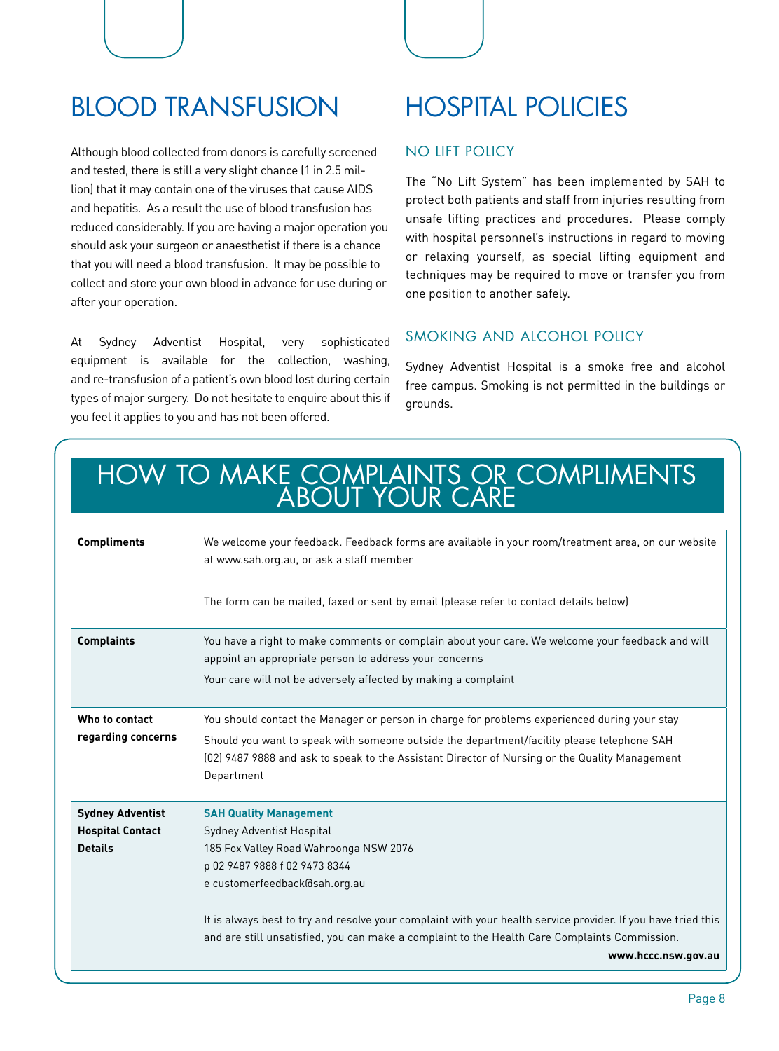# BLOOD TRANSFUSION

Although blood collected from donors is carefully screened and tested, there is still a very slight chance (1 in 2.5 million) that it may contain one of the viruses that cause AIDS and hepatitis. As a result the use of blood transfusion has reduced considerably. If you are having a major operation you should ask your surgeon or anaesthetist if there is a chance that you will need a blood transfusion. It may be possible to collect and store your own blood in advance for use during or after your operation.

At Sydney Adventist Hospital, very sophisticated equipment is available for the collection, washing, and re-transfusion of a patient's own blood lost during certain types of major surgery. Do not hesitate to enquire about this if you feel it applies to you and has not been offered.

# HOSPITAL POLICIES

## NO LIFT POLICY

The "No Lift System" has been implemented by SAH to protect both patients and staff from injuries resulting from unsafe lifting practices and procedures. Please comply with hospital personnel's instructions in regard to moving or relaxing yourself, as special lifting equipment and techniques may be required to move or transfer you from one position to another safely.

## SMOKING AND ALCOHOL POLICY

Sydney Adventist Hospital is a smoke free and alcohol free campus. Smoking is not permitted in the buildings or grounds.

# HOW TO MAKE COMPLAINTS OR COMPLIMENTS ABOUT YOUR CARE

| | |
|---|---|
| **Compliments** | We welcome your feedback. Feedback forms are available in your room/treatment area, on our website at www.sah.org.au, or ask a staff member<br><br>The form can be mailed, faxed or sent by email (please refer to contact details below) |
| **Complaints** | You have a right to make comments or complain about your care. We welcome your feedback and will appoint an appropriate person to address your concerns<br>Your care will not be adversely affected by making a complaint |
| **Who to contact regarding concerns** | You should contact the Manager or person in charge for problems experienced during your stay<br>Should you want to speak with someone outside the department/facility please telephone SAH (02) 9487 9888 and ask to speak to the Assistant Director of Nursing or the Quality Management Department |
| **Sydney Adventist Hospital Contact Details** | **SAH Quality Management**<br>Sydney Adventist Hospital<br>185 Fox Valley Road Wahroonga NSW 2076<br>p 02 9487 9888 f 02 9473 8344<br>e customerfeedback@sah.org.au<br><br>It is always best to try and resolve your complaint with your health service provider. If you have tried this and are still unsatisfied, you can make a complaint to the Health Care Complaints Commission.<br>**www.hccc.nsw.gov.au** |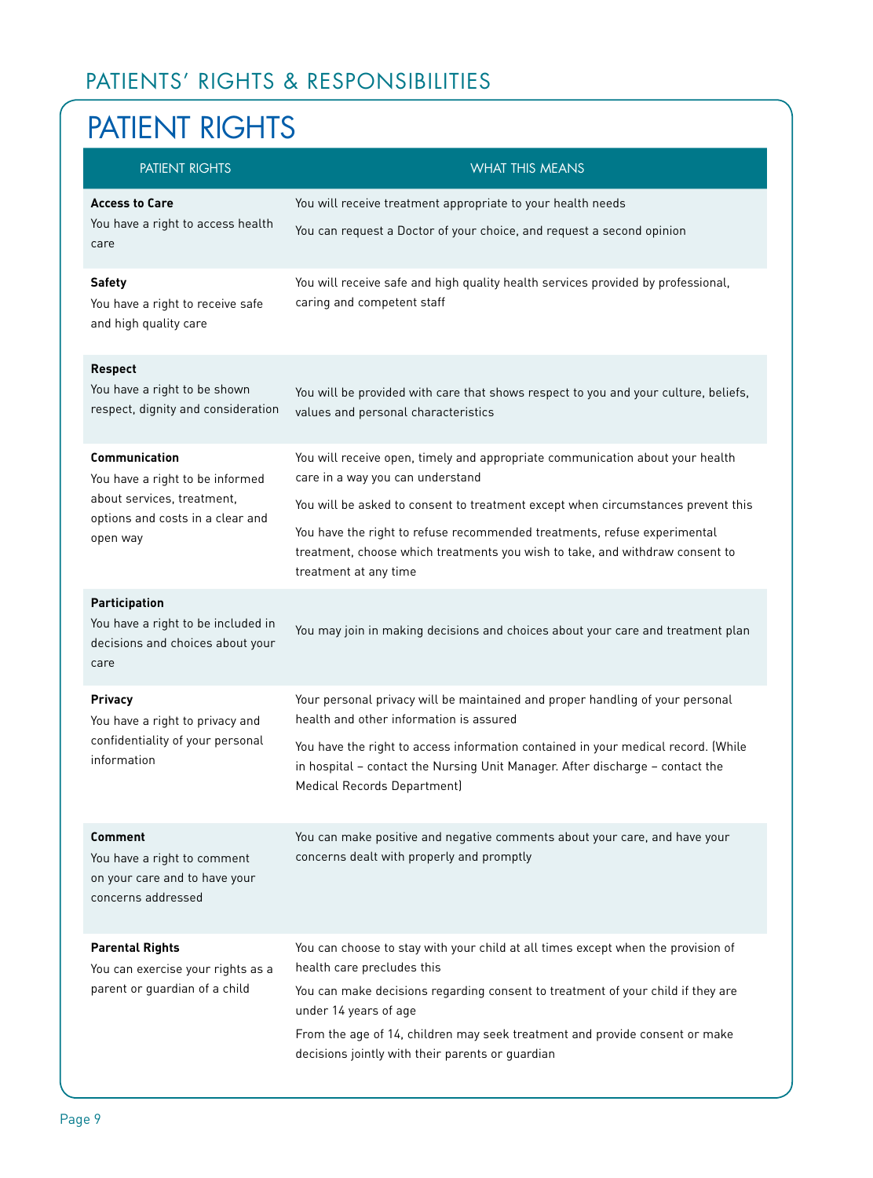## PATIENTS' RIGHTS & RESPONSIBILITIES

# PATIENT RIGHTS

| PATIENT RIGHTS | WHAT THIS MEANS |
|---|---|
| **Access to Care**<br>You have a right to access health care | You will receive treatment appropriate to your health needs<br>You can request a Doctor of your choice, and request a second opinion |
| **Safety**<br>You have a right to receive safe and high quality care | You will receive safe and high quality health services provided by professional, caring and competent staff |
| **Respect**<br>You have a right to be shown respect, dignity and consideration | You will be provided with care that shows respect to you and your culture, beliefs, values and personal characteristics |
| **Communication**<br>You have a right to be informed about services, treatment, options and costs in a clear and open way | You will receive open, timely and appropriate communication about your health care in a way you can understand<br>You will be asked to consent to treatment except when circumstances prevent this<br>You have the right to refuse recommended treatments, refuse experimental treatment, choose which treatments you wish to take, and withdraw consent to treatment at any time |
| **Participation**<br>You have a right to be included in decisions and choices about your care | You may join in making decisions and choices about your care and treatment plan |
| **Privacy**<br>You have a right to privacy and confidentiality of your personal information | Your personal privacy will be maintained and proper handling of your personal health and other information is assured<br>You have the right to access information contained in your medical record. (While in hospital – contact the Nursing Unit Manager. After discharge – contact the Medical Records Department) |
| **Comment**<br>You have a right to comment on your care and to have your concerns addressed | You can make positive and negative comments about your care, and have your concerns dealt with properly and promptly |
| **Parental Rights**<br>You can exercise your rights as a parent or guardian of a child | You can choose to stay with your child at all times except when the provision of health care precludes this<br>You can make decisions regarding consent to treatment of your child if they are under 14 years of age<br>From the age of 14, children may seek treatment and provide consent or make decisions jointly with their parents or guardian |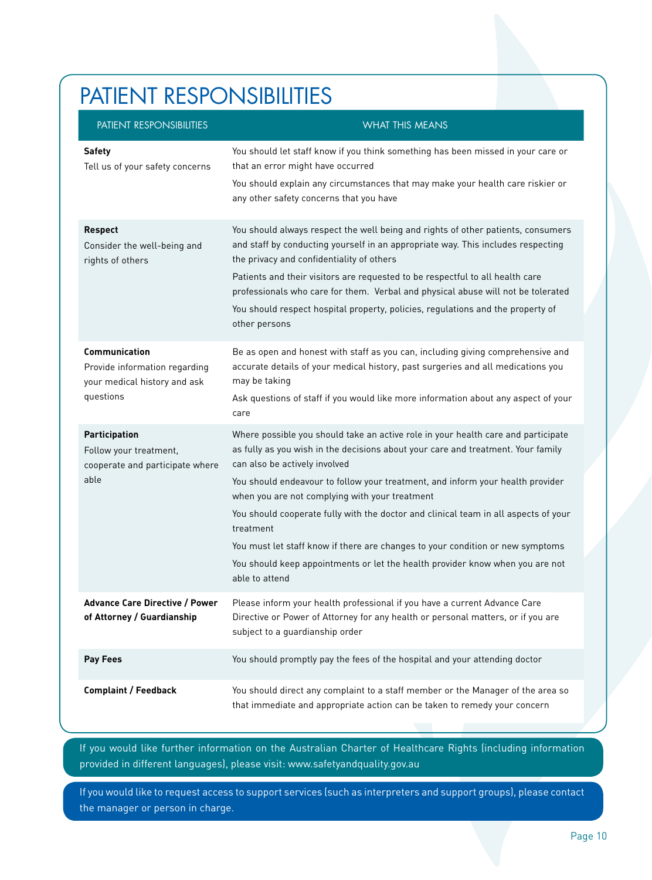# PATIENT RESPONSIBILITIES

| PATIENT RESPONSIBILITIES | WHAT THIS MEANS |
|---|---|
| **Safety**<br>Tell us of your safety concerns | You should let staff know if you think something has been missed in your care or that an error might have occurred<br>You should explain any circumstances that may make your health care riskier or any other safety concerns that you have |
| **Respect**<br>Consider the well-being and rights of others | You should always respect the well being and rights of other patients, consumers and staff by conducting yourself in an appropriate way. This includes respecting the privacy and confidentiality of others<br>Patients and their visitors are requested to be respectful to all health care professionals who care for them. Verbal and physical abuse will not be tolerated<br>You should respect hospital property, policies, regulations and the property of other persons |
| **Communication**<br>Provide information regarding your medical history and ask questions | Be as open and honest with staff as you can, including giving comprehensive and accurate details of your medical history, past surgeries and all medications you may be taking<br>Ask questions of staff if you would like more information about any aspect of your care |
| **Participation**<br>Follow your treatment, cooperate and participate where able | Where possible you should take an active role in your health care and participate as fully as you wish in the decisions about your care and treatment. Your family can also be actively involved<br>You should endeavour to follow your treatment, and inform your health provider when you are not complying with your treatment<br>You should cooperate fully with the doctor and clinical team in all aspects of your treatment<br>You must let staff know if there are changes to your condition or new symptoms<br>You should keep appointments or let the health provider know when you are not able to attend |
| **Advance Care Directive / Power of Attorney / Guardianship** | Please inform your health professional if you have a current Advance Care Directive or Power of Attorney for any health or personal matters, or if you are subject to a guardianship order |
| **Pay Fees** | You should promptly pay the fees of the hospital and your attending doctor |
| **Complaint / Feedback** | You should direct any complaint to a staff member or the Manager of the area so that immediate and appropriate action can be taken to remedy your concern |

If you would like further information on the Australian Charter of Healthcare Rights (including information provided in different languages), please visit: www.safetyandquality.gov.au

If you would like to request access to support services (such as interpreters and support groups), please contact the manager or person in charge.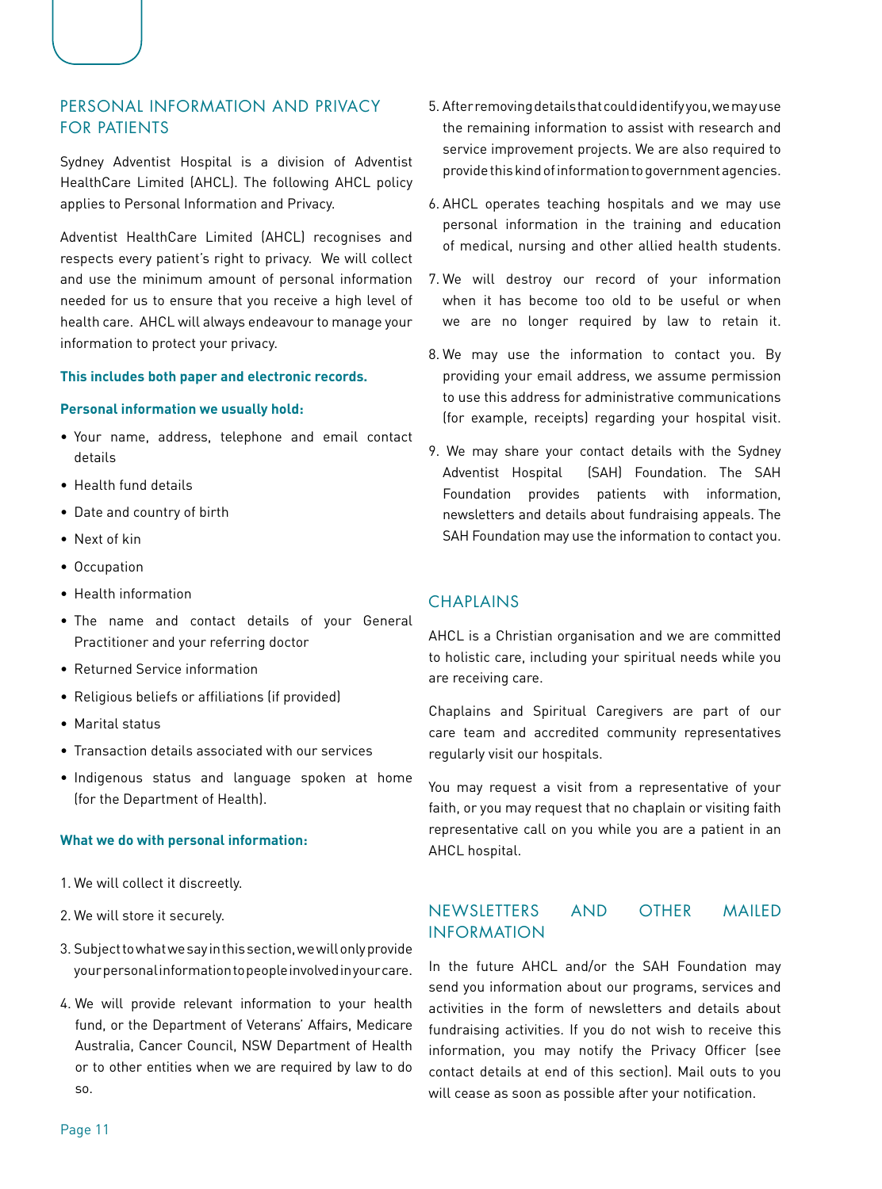## PERSONAL INFORMATION AND PRIVACY FOR PATIENTS

Sydney Adventist Hospital is a division of Adventist HealthCare Limited (AHCL). The following AHCL policy applies to Personal Information and Privacy.

Adventist HealthCare Limited (AHCL) recognises and respects every patient's right to privacy. We will collect and use the minimum amount of personal information needed for us to ensure that you receive a high level of health care. AHCL will always endeavour to manage your information to protect your privacy.

**This includes both paper and electronic records.**

**Personal information we usually hold:**

- Your name, address, telephone and email contact details
- Health fund details
- Date and country of birth
- Next of kin
- Occupation
- Health information
- The name and contact details of your General Practitioner and your referring doctor
- Returned Service information
- Religious beliefs or affiliations (if provided)
- Marital status
- Transaction details associated with our services
- Indigenous status and language spoken at home (for the Department of Health).

**What we do with personal information:**

1. We will collect it discreetly.
2. We will store it securely.
3. Subject to what we say in this section, we will only provide your personal information to people involved in your care.
4. We will provide relevant information to your health fund, or the Department of Veterans' Affairs, Medicare Australia, Cancer Council, NSW Department of Health or to other entities when we are required by law to do so.
5. After removing details that could identify you, we may use the remaining information to assist with research and service improvement projects. We are also required to provide this kind of information to government agencies.
6. AHCL operates teaching hospitals and we may use personal information in the training and education of medical, nursing and other allied health students.
7. We will destroy our record of your information when it has become too old to be useful or when we are no longer required by law to retain it.
8. We may use the information to contact you. By providing your email address, we assume permission to use this address for administrative communications (for example, receipts) regarding your hospital visit.
9. We may share your contact details with the Sydney Adventist Hospital (SAH) Foundation. The SAH Foundation provides patients with information, newsletters and details about fundraising appeals. The SAH Foundation may use the information to contact you.

## CHAPLAINS

AHCL is a Christian organisation and we are committed to holistic care, including your spiritual needs while you are receiving care.

Chaplains and Spiritual Caregivers are part of our care team and accredited community representatives regularly visit our hospitals.

You may request a visit from a representative of your faith, or you may request that no chaplain or visiting faith representative call on you while you are a patient in an AHCL hospital.

## NEWSLETTERS AND OTHER MAILED INFORMATION

In the future AHCL and/or the SAH Foundation may send you information about our programs, services and activities in the form of newsletters and details about fundraising activities. If you do not wish to receive this information, you may notify the Privacy Officer (see contact details at end of this section). Mail outs to you will cease as soon as possible after your notification.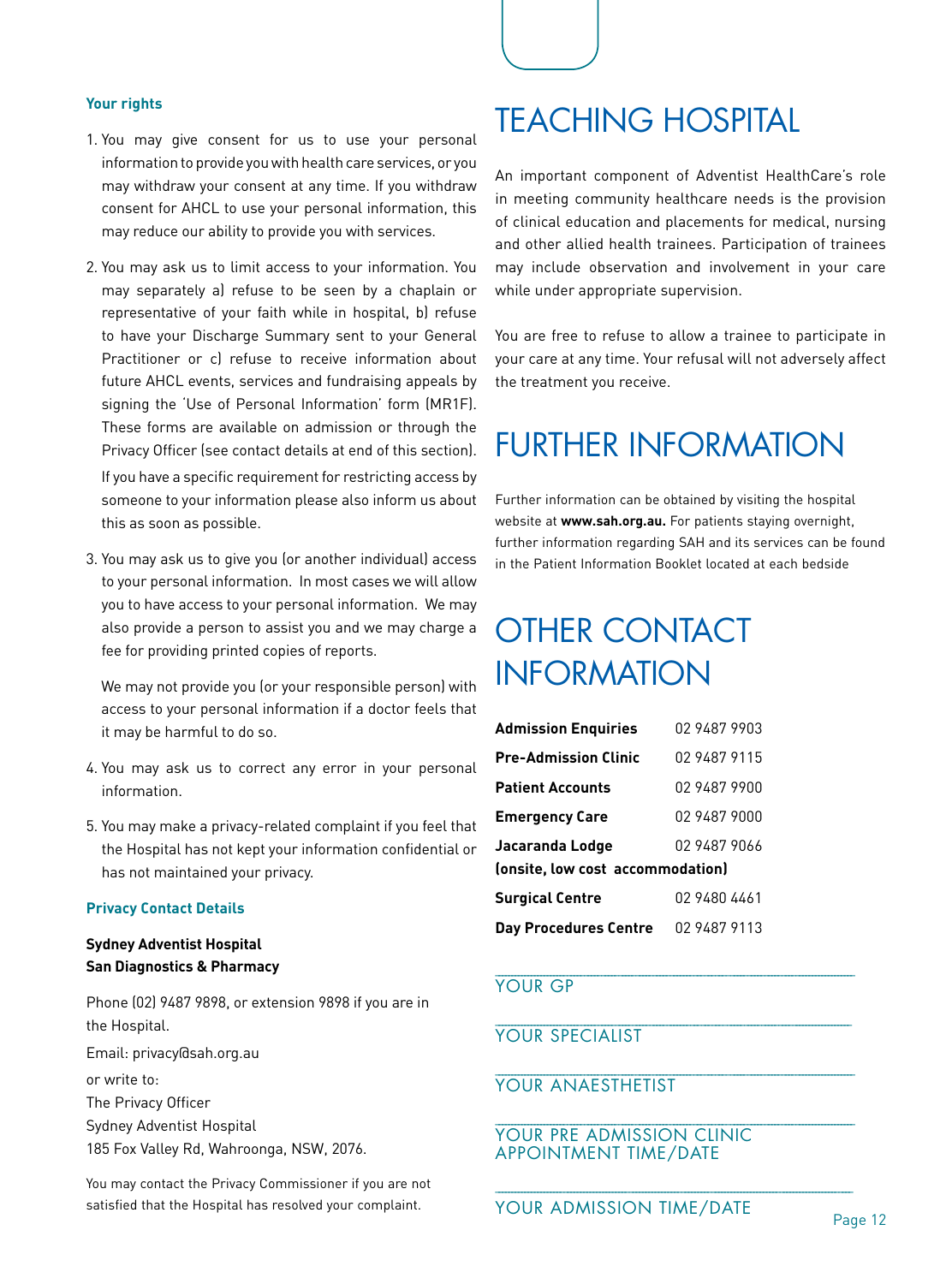### Your rights

1. You may give consent for us to use your personal information to provide you with health care services, or you may withdraw your consent at any time. If you withdraw consent for AHCL to use your personal information, this may reduce our ability to provide you with services.

2. You may ask us to limit access to your information. You may separately a) refuse to be seen by a chaplain or representative of your faith while in hospital, b) refuse to have your Discharge Summary sent to your General Practitioner or c) refuse to receive information about future AHCL events, services and fundraising appeals by signing the 'Use of Personal Information' form (MR1F). These forms are available on admission or through the Privacy Officer (see contact details at end of this section).

   If you have a specific requirement for restricting access by someone to your information please also inform us about this as soon as possible.

3. You may ask us to give you (or another individual) access to your personal information. In most cases we will allow you to have access to your personal information. We may also provide a person to assist you and we may charge a fee for providing printed copies of reports.

   We may not provide you (or your responsible person) with access to your personal information if a doctor feels that it may be harmful to do so.

4. You may ask us to correct any error in your personal information.

5. You may make a privacy-related complaint if you feel that the Hospital has not kept your information confidential or has not maintained your privacy.

### Privacy Contact Details

**Sydney Adventist Hospital**
**San Diagnostics & Pharmacy**

Phone (02) 9487 9898, or extension 9898 if you are in the Hospital.

Email: privacy@sah.org.au

or write to:
The Privacy Officer
Sydney Adventist Hospital
185 Fox Valley Rd, Wahroonga, NSW, 2076.

You may contact the Privacy Commissioner if you are not satisfied that the Hospital has resolved your complaint.

# TEACHING HOSPITAL

An important component of Adventist HealthCare's role in meeting community healthcare needs is the provision of clinical education and placements for medical, nursing and other allied health trainees. Participation of trainees may include observation and involvement in your care while under appropriate supervision.

You are free to refuse to allow a trainee to participate in your care at any time. Your refusal will not adversely affect the treatment you receive.

# FURTHER INFORMATION

Further information can be obtained by visiting the hospital website at **www.sah.org.au.** For patients staying overnight, further information regarding SAH and its services can be found in the Patient Information Booklet located at each bedside

# OTHER CONTACT INFORMATION

| | |
|---|---|
| **Admission Enquiries** | 02 9487 9903 |
| **Pre-Admission Clinic** | 02 9487 9115 |
| **Patient Accounts** | 02 9487 9900 |
| **Emergency Care** | 02 9487 9000 |
| **Jacaranda Lodge** **(onsite, low cost accommodation)** | 02 9487 9066 |
| **Surgical Centre** | 02 9480 4461 |
| **Day Procedures Centre** | 02 9487 9113 |

YOUR GP

YOUR SPECIALIST

YOUR ANAESTHETIST

YOUR PRE ADMISSION CLINIC APPOINTMENT TIME/DATE

YOUR ADMISSION TIME/DATE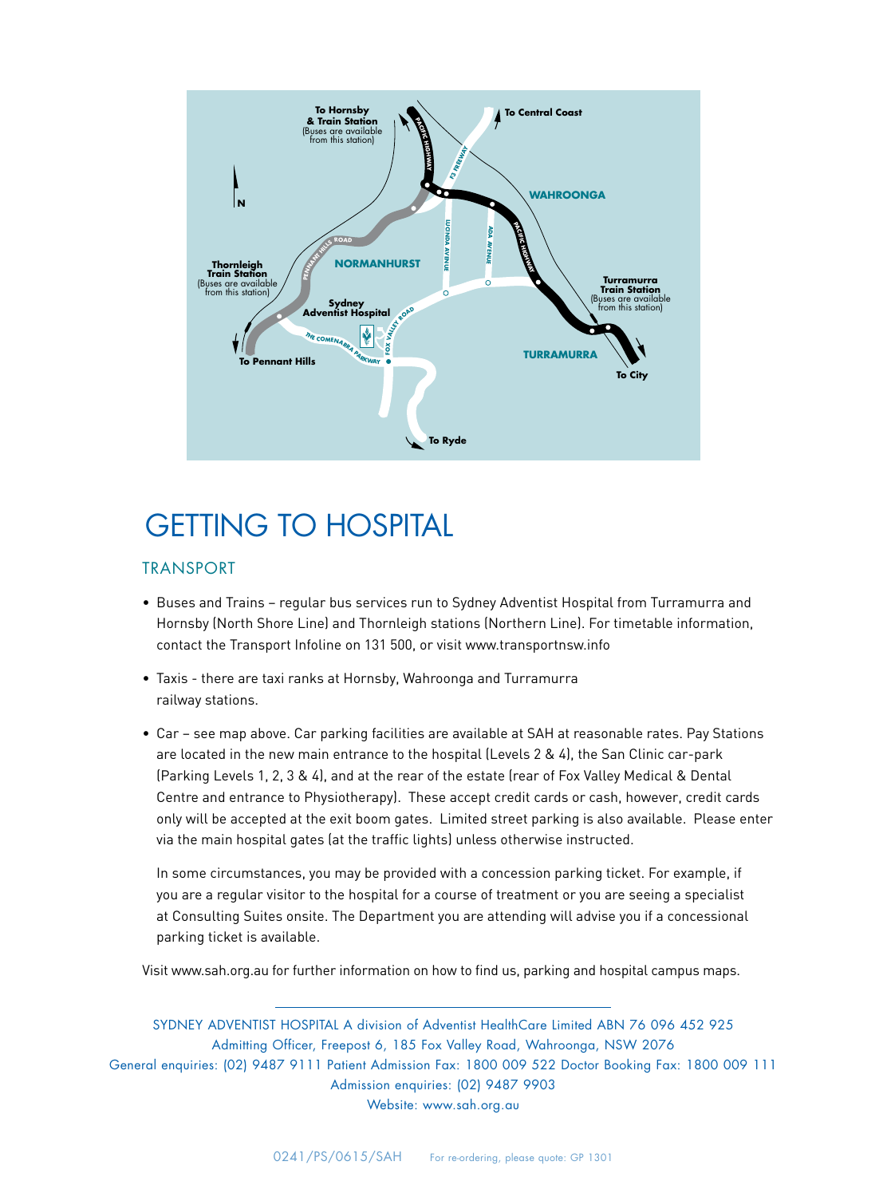To Hornsby & Train Station (Buses are available from this station)

To Central Coast

N

PACIFIC HIGHWAY

F3 FREEWAY

WAHROONGA

PENNANT HILLS ROAD

NORMANHURST

LUCINDA AVENUE

ADA AVENUE

PACIFIC HIGHWAY

Thornleigh Train Station (Buses are available from this station)

Sydney Adventist Hospital

FOX VALLEY ROAD

THE COMENARRA PARKWAY

Turramurra Train Station (Buses are available from this station)

TURRAMURRA

To Pennant Hills

To City

To Ryde

# GETTING TO HOSPITAL

## TRANSPORT

- Buses and Trains – regular bus services run to Sydney Adventist Hospital from Turramurra and Hornsby (North Shore Line) and Thornleigh stations (Northern Line). For timetable information, contact the Transport Infoline on 131 500, or visit www.transportnsw.info
- Taxis - there are taxi ranks at Hornsby, Wahroonga and Turramurra railway stations.
- Car – see map above. Car parking facilities are available at SAH at reasonable rates. Pay Stations are located in the new main entrance to the hospital (Levels 2 & 4), the San Clinic car-park (Parking Levels 1, 2, 3 & 4), and at the rear of the estate (rear of Fox Valley Medical & Dental Centre and entrance to Physiotherapy). These accept credit cards or cash, however, credit cards only will be accepted at the exit boom gates. Limited street parking is also available. Please enter via the main hospital gates (at the traffic lights) unless otherwise instructed.

  In some circumstances, you may be provided with a concession parking ticket. For example, if you are a regular visitor to the hospital for a course of treatment or you are seeing a specialist at Consulting Suites onsite. The Department you are attending will advise you if a concessional parking ticket is available.

Visit www.sah.org.au for further information on how to find us, parking and hospital campus maps.

SYDNEY ADVENTIST HOSPITAL A division of Adventist HealthCare Limited ABN 76 096 452 925
Admitting Officer, Freepost 6, 185 Fox Valley Road, Wahroonga, NSW 2076
General enquiries: (02) 9487 9111 Patient Admission Fax: 1800 009 522 Doctor Booking Fax: 1800 009 111
Admission enquiries: (02) 9487 9903
Website: www.sah.org.au

0241/PS/0615/SAH For re-ordering, please quote: GP 1301